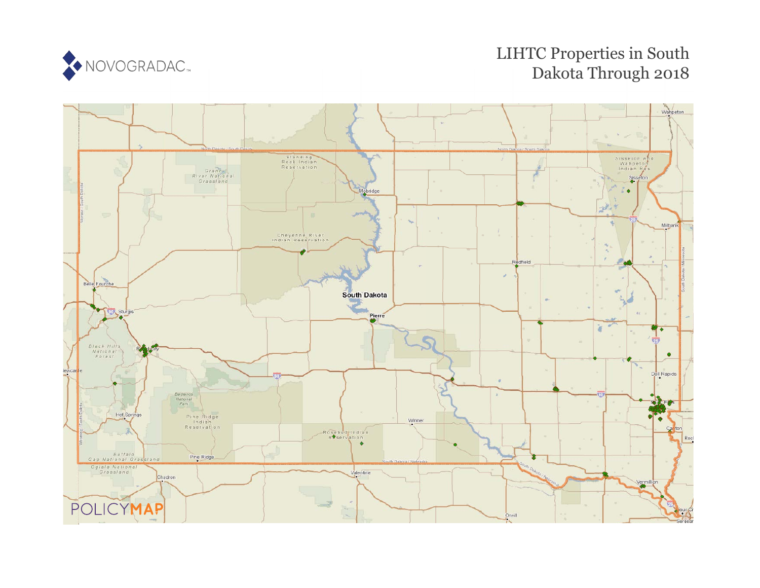NOVOGRADAC

# LIHTC Properties in South Dakota Through 2018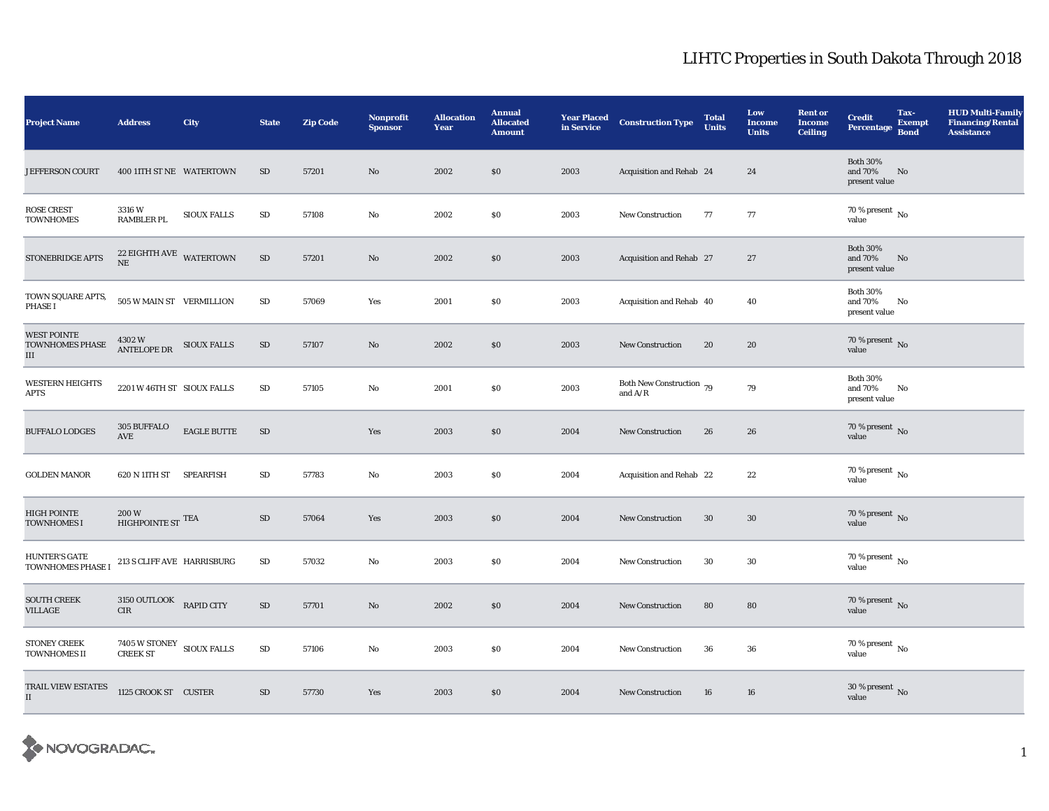# LIHTC Properties in South Dakota Through 2018

| Project Name | Address | City | State | Zip Code | Nonprofit Sponsor | Allocation Year | Annual Allocated Amount | Year Placed in Service | Construction Type | Total Units | Low Income Units | Rent or Income Ceiling | Credit Percentage | Tax-Exempt Bond | HUD Multi-Family Financing/Rental Assistance |
|---|---|---|---|---|---|---|---|---|---|---|---|---|---|---|---|
| JEFFERSON COURT | 400 11TH ST NE | WATERTOWN | SD | 57201 | No | 2002 | $0 | 2003 | Acquisition and Rehab | 24 | 24 | | Both 30% and 70% present value | No | |
| ROSE CREST TOWNHOMES | 3316 W RAMBLER PL | SIOUX FALLS | SD | 57108 | No | 2002 | $0 | 2003 | New Construction | 77 | 77 | | 70 % present value | No | |
| STONEBRIDGE APTS | 22 EIGHTH AVE NE | WATERTOWN | SD | 57201 | No | 2002 | $0 | 2003 | Acquisition and Rehab | 27 | 27 | | Both 30% and 70% present value | No | |
| TOWN SQUARE APTS, PHASE I | 505 W MAIN ST | VERMILLION | SD | 57069 | Yes | 2001 | $0 | 2003 | Acquisition and Rehab | 40 | 40 | | Both 30% and 70% present value | No | |
| WEST POINTE TOWNHOMES PHASE III | 4302 W ANTELOPE DR | SIOUX FALLS | SD | 57107 | No | 2002 | $0 | 2003 | New Construction | 20 | 20 | | 70 % present value | No | |
| WESTERN HEIGHTS APTS | 2201 W 46TH ST | SIOUX FALLS | SD | 57105 | No | 2001 | $0 | 2003 | Both New Construction and A/R | 79 | 79 | | Both 30% and 70% present value | No | |
| BUFFALO LODGES | 305 BUFFALO AVE | EAGLE BUTTE | SD | | Yes | 2003 | $0 | 2004 | New Construction | 26 | 26 | | 70 % present value | No | |
| GOLDEN MANOR | 620 N 11TH ST | SPEARFISH | SD | 57783 | No | 2003 | $0 | 2004 | Acquisition and Rehab | 22 | 22 | | 70 % present value | No | |
| HIGH POINTE TOWNHOMES I | 200 W HIGHPOINTE ST | TEA | SD | 57064 | Yes | 2003 | $0 | 2004 | New Construction | 30 | 30 | | 70 % present value | No | |
| HUNTER'S GATE TOWNHOMES PHASE I | 213 S CLIFF AVE | HARRISBURG | SD | 57032 | No | 2003 | $0 | 2004 | New Construction | 30 | 30 | | 70 % present value | No | |
| SOUTH CREEK VILLAGE | 3150 OUTLOOK CIR | RAPID CITY | SD | 57701 | No | 2002 | $0 | 2004 | New Construction | 80 | 80 | | 70 % present value | No | |
| STONEY CREEK TOWNHOMES II | 7405 W STONEY CREEK ST | SIOUX FALLS | SD | 57106 | No | 2003 | $0 | 2004 | New Construction | 36 | 36 | | 70 % present value | No | |
| TRAIL VIEW ESTATES II | 1125 CROOK ST | CUSTER | SD | 57730 | Yes | 2003 | $0 | 2004 | New Construction | 16 | 16 | | 30 % present value | No | |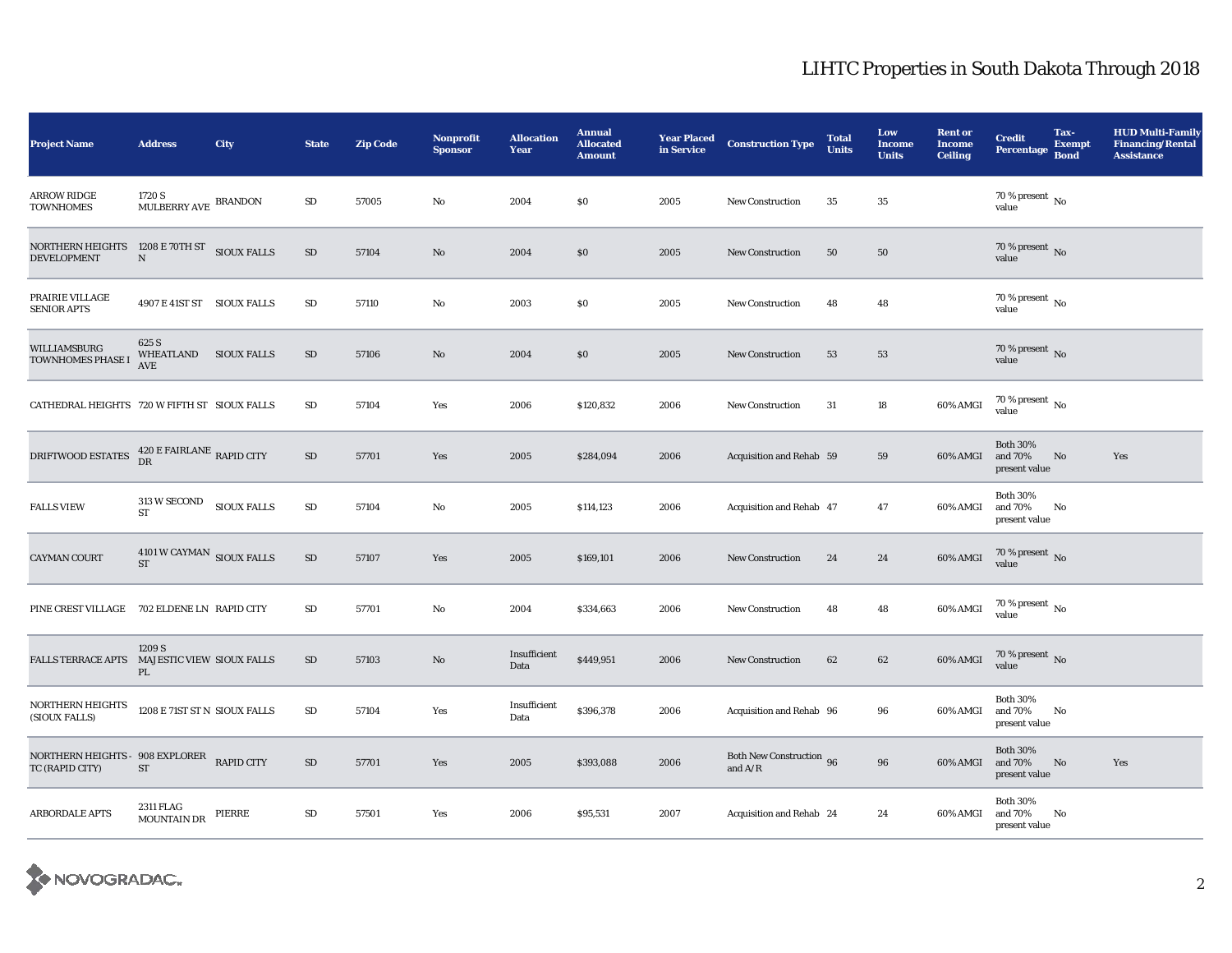# LIHTC Properties in South Dakota Through 2018

| Project Name | Address | City | State | Zip Code | Nonprofit Sponsor | Allocation Year | Annual Allocated Amount | Year Placed in Service | Construction Type | Total Units | Low Income Units | Rent or Income Ceiling | Credit Percentage | Tax-Exempt Bond | HUD Multi-Family Financing/Rental Assistance |
|---|---|---|---|---|---|---|---|---|---|---|---|---|---|---|---|
| ARROW RIDGE TOWNHOMES | 1720 S MULBERRY AVE | BRANDON | SD | 57005 | No | 2004 | $0 | 2005 | New Construction | 35 | 35 | | 70 % present value | No | |
| NORTHERN HEIGHTS DEVELOPMENT | 1208 E 70TH ST N | SIOUX FALLS | SD | 57104 | No | 2004 | $0 | 2005 | New Construction | 50 | 50 | | 70 % present value | No | |
| PRAIRIE VILLAGE SENIOR APTS | 4907 E 41ST ST | SIOUX FALLS | SD | 57110 | No | 2003 | $0 | 2005 | New Construction | 48 | 48 | | 70 % present value | No | |
| WILLIAMSBURG TOWNHOMES PHASE I | 625 S WHEATLAND AVE | SIOUX FALLS | SD | 57106 | No | 2004 | $0 | 2005 | New Construction | 53 | 53 | | 70 % present value | No | |
| CATHEDRAL HEIGHTS | 720 W FIFTH ST | SIOUX FALLS | SD | 57104 | Yes | 2006 | $120,832 | 2006 | New Construction | 31 | 18 | 60% AMGI | 70 % present value | No | |
| DRIFTWOOD ESTATES | 420 E FAIRLANE DR | RAPID CITY | SD | 57701 | Yes | 2005 | $284,094 | 2006 | Acquisition and Rehab | 59 | 59 | 60% AMGI | Both 30% and 70% present value | No | Yes |
| FALLS VIEW | 313 W SECOND ST | SIOUX FALLS | SD | 57104 | No | 2005 | $114,123 | 2006 | Acquisition and Rehab | 47 | 47 | 60% AMGI | Both 30% and 70% present value | No | |
| CAYMAN COURT | 4101 W CAYMAN ST | SIOUX FALLS | SD | 57107 | Yes | 2005 | $169,101 | 2006 | New Construction | 24 | 24 | 60% AMGI | 70 % present value | No | |
| PINE CREST VILLAGE | 702 ELDENE LN | RAPID CITY | SD | 57701 | No | 2004 | $334,663 | 2006 | New Construction | 48 | 48 | 60% AMGI | 70 % present value | No | |
| FALLS TERRACE APTS | 1209 S MAJESTIC VIEW PL | SIOUX FALLS | SD | 57103 | No | Insufficient Data | $449,951 | 2006 | New Construction | 62 | 62 | 60% AMGI | 70 % present value | No | |
| NORTHERN HEIGHTS (SIOUX FALLS) | 1208 E 71ST ST N | SIOUX FALLS | SD | 57104 | Yes | Insufficient Data | $396,378 | 2006 | Acquisition and Rehab | 96 | 96 | 60% AMGI | Both 30% and 70% present value | No | |
| NORTHERN HEIGHTS - TC (RAPID CITY) | 908 EXPLORER ST | RAPID CITY | SD | 57701 | Yes | 2005 | $393,088 | 2006 | Both New Construction and A/R | 96 | 96 | 60% AMGI | Both 30% and 70% present value | No | Yes |
| ARBORDALE APTS | 2311 FLAG MOUNTAIN DR | PIERRE | SD | 57501 | Yes | 2006 | $95,531 | 2007 | Acquisition and Rehab | 24 | 24 | 60% AMGI | Both 30% and 70% present value | No | |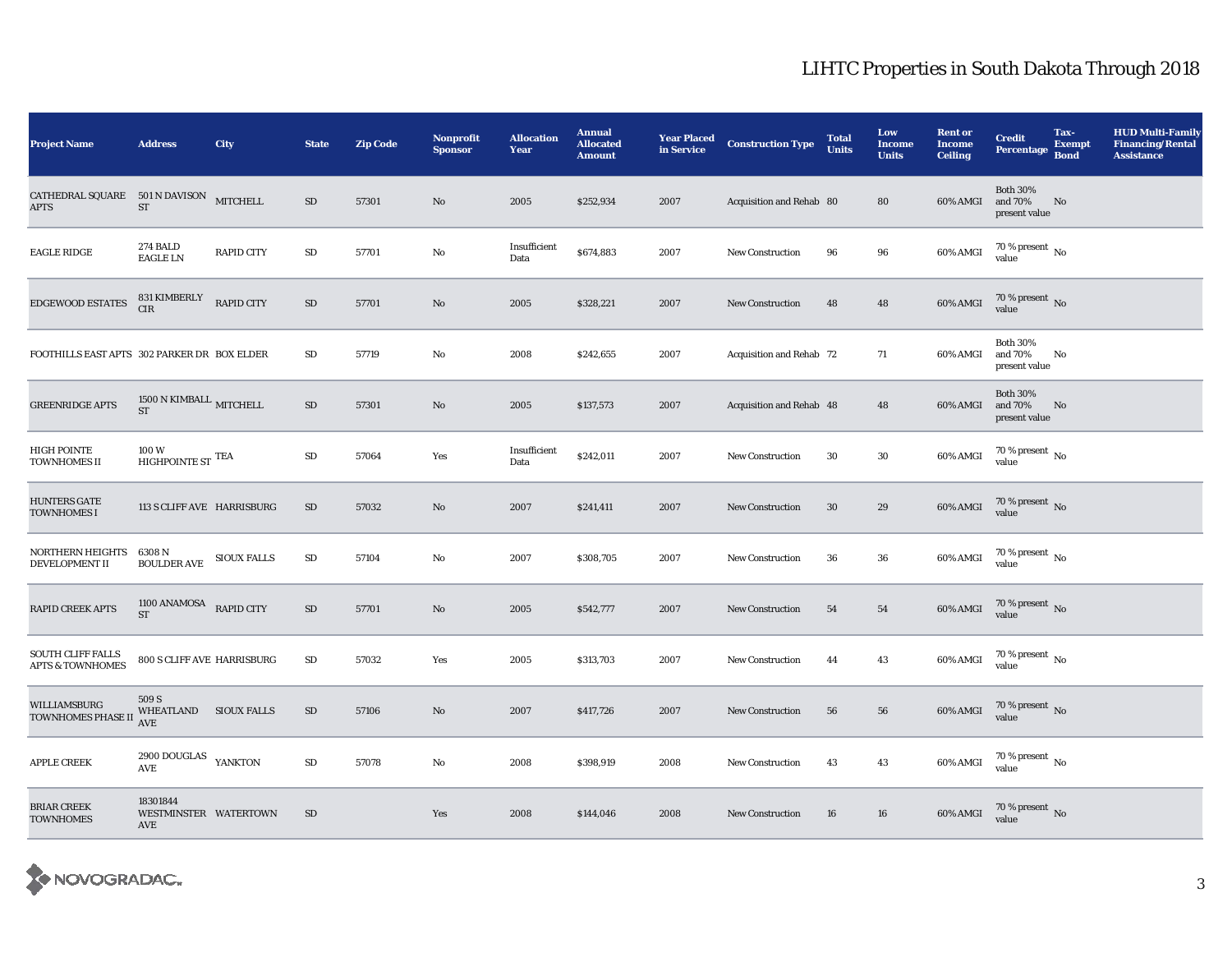# LIHTC Properties in South Dakota Through 2018

| Project Name | Address | City | State | Zip Code | Nonprofit Sponsor | Allocation Year | Annual Allocated Amount | Year Placed in Service | Construction Type | Total Units | Low Income Units | Rent or Income Ceiling | Credit Percentage | Tax-Exempt Bond | HUD Multi-Family Financing/Rental Assistance |
|---|---|---|---|---|---|---|---|---|---|---|---|---|---|---|---|
| CATHEDRAL SQUARE APTS | 501 N DAVISON ST | MITCHELL | SD | 57301 | No | 2005 | $252,934 | 2007 | Acquisition and Rehab | 80 | 80 | 60% AMGI | Both 30% and 70% present value | No | |
| EAGLE RIDGE | 274 BALD EAGLE LN | RAPID CITY | SD | 57701 | No | Insufficient Data | $674,883 | 2007 | New Construction | 96 | 96 | 60% AMGI | 70 % present value | No | |
| EDGEWOOD ESTATES | 831 KIMBERLY CIR | RAPID CITY | SD | 57701 | No | 2005 | $328,221 | 2007 | New Construction | 48 | 48 | 60% AMGI | 70 % present value | No | |
| FOOTHILLS EAST APTS | 302 PARKER DR | BOX ELDER | SD | 57719 | No | 2008 | $242,655 | 2007 | Acquisition and Rehab | 72 | 71 | 60% AMGI | Both 30% and 70% present value | No | |
| GREENRIDGE APTS | 1500 N KIMBALL ST | MITCHELL | SD | 57301 | No | 2005 | $137,573 | 2007 | Acquisition and Rehab | 48 | 48 | 60% AMGI | Both 30% and 70% present value | No | |
| HIGH POINTE TOWNHOMES II | 100 W HIGHPOINTE ST | TEA | SD | 57064 | Yes | Insufficient Data | $242,011 | 2007 | New Construction | 30 | 30 | 60% AMGI | 70 % present value | No | |
| HUNTERS GATE TOWNHOMES I | 113 S CLIFF AVE | HARRISBURG | SD | 57032 | No | 2007 | $241,411 | 2007 | New Construction | 30 | 29 | 60% AMGI | 70 % present value | No | |
| NORTHERN HEIGHTS DEVELOPMENT II | 6308 N BOULDER AVE | SIOUX FALLS | SD | 57104 | No | 2007 | $308,705 | 2007 | New Construction | 36 | 36 | 60% AMGI | 70 % present value | No | |
| RAPID CREEK APTS | 1100 ANAMOSA ST | RAPID CITY | SD | 57701 | No | 2005 | $542,777 | 2007 | New Construction | 54 | 54 | 60% AMGI | 70 % present value | No | |
| SOUTH CLIFF FALLS APTS & TOWNHOMES | 800 S CLIFF AVE | HARRISBURG | SD | 57032 | Yes | 2005 | $313,703 | 2007 | New Construction | 44 | 43 | 60% AMGI | 70 % present value | No | |
| WILLIAMSBURG TOWNHOMES PHASE II | 509 S WHEATLAND AVE | SIOUX FALLS | SD | 57106 | No | 2007 | $417,726 | 2007 | New Construction | 56 | 56 | 60% AMGI | 70 % present value | No | |
| APPLE CREEK | 2900 DOUGLAS AVE | YANKTON | SD | 57078 | No | 2008 | $398,919 | 2008 | New Construction | 43 | 43 | 60% AMGI | 70 % present value | No | |
| BRIAR CREEK TOWNHOMES | 18301844 WESTMINSTER AVE | WATERTOWN | SD | | Yes | 2008 | $144,046 | 2008 | New Construction | 16 | 16 | 60% AMGI | 70 % present value | No | |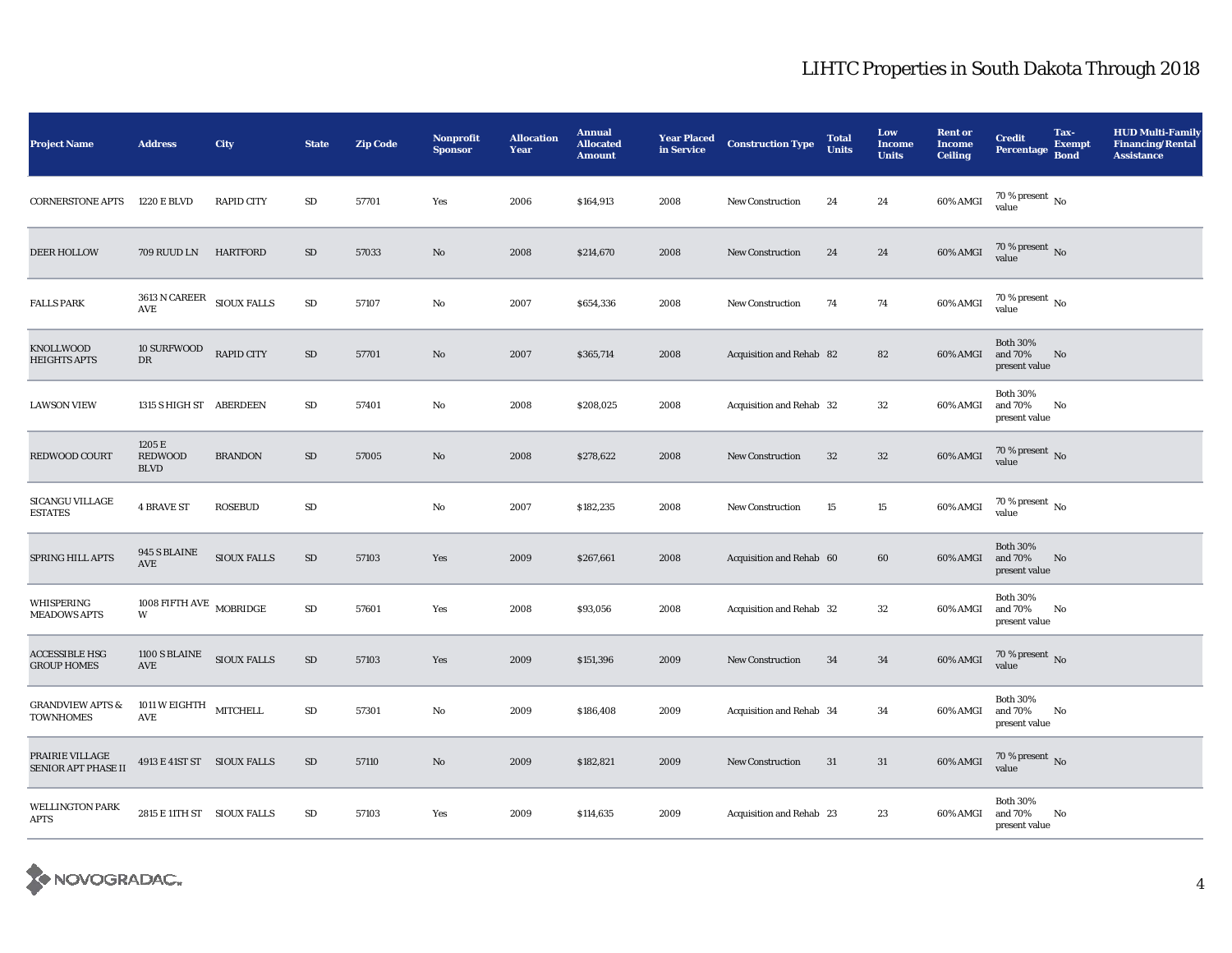# LIHTC Properties in South Dakota Through 2018

| Project Name | Address | City | State | Zip Code | Nonprofit Sponsor | Allocation Year | Annual Allocated Amount | Year Placed in Service | Construction Type | Total Units | Low Income Units | Rent or Income Ceiling | Credit Percentage | Tax-Exempt Bond | HUD Multi-Family Financing/Rental Assistance |
|---|---|---|---|---|---|---|---|---|---|---|---|---|---|---|---|
| CORNERSTONE APTS | 1220 E BLVD | RAPID CITY | SD | 57701 | Yes | 2006 | $164,913 | 2008 | New Construction | 24 | 24 | 60% AMGI | 70 % present value | No | |
| DEER HOLLOW | 709 RUUD LN | HARTFORD | SD | 57033 | No | 2008 | $214,670 | 2008 | New Construction | 24 | 24 | 60% AMGI | 70 % present value | No | |
| FALLS PARK | 3613 N CAREER AVE | SIOUX FALLS | SD | 57107 | No | 2007 | $654,336 | 2008 | New Construction | 74 | 74 | 60% AMGI | 70 % present value | No | |
| KNOLLWOOD HEIGHTS APTS | 10 SURFWOOD DR | RAPID CITY | SD | 57701 | No | 2007 | $365,714 | 2008 | Acquisition and Rehab | 82 | 82 | 60% AMGI | Both 30% and 70% present value | No | |
| LAWSON VIEW | 1315 S HIGH ST | ABERDEEN | SD | 57401 | No | 2008 | $208,025 | 2008 | Acquisition and Rehab | 32 | 32 | 60% AMGI | Both 30% and 70% present value | No | |
| REDWOOD COURT | 1205 E REDWOOD BLVD | BRANDON | SD | 57005 | No | 2008 | $278,622 | 2008 | New Construction | 32 | 32 | 60% AMGI | 70 % present value | No | |
| SICANGU VILLAGE ESTATES | 4 BRAVE ST | ROSEBUD | SD | | No | 2007 | $182,235 | 2008 | New Construction | 15 | 15 | 60% AMGI | 70 % present value | No | |
| SPRING HILL APTS | 945 S BLAINE AVE | SIOUX FALLS | SD | 57103 | Yes | 2009 | $267,661 | 2008 | Acquisition and Rehab | 60 | 60 | 60% AMGI | Both 30% and 70% present value | No | |
| WHISPERING MEADOWS APTS | 1008 FIFTH AVE W | MOBRIDGE | SD | 57601 | Yes | 2008 | $93,056 | 2008 | Acquisition and Rehab | 32 | 32 | 60% AMGI | Both 30% and 70% present value | No | |
| ACCESSIBLE HSG GROUP HOMES | 1100 S BLAINE AVE | SIOUX FALLS | SD | 57103 | Yes | 2009 | $151,396 | 2009 | New Construction | 34 | 34 | 60% AMGI | 70 % present value | No | |
| GRANDVIEW APTS & TOWNHOMES | 1011 W EIGHTH AVE | MITCHELL | SD | 57301 | No | 2009 | $186,408 | 2009 | Acquisition and Rehab | 34 | 34 | 60% AMGI | Both 30% and 70% present value | No | |
| PRAIRIE VILLAGE SENIOR APT PHASE II | 4913 E 41ST ST | SIOUX FALLS | SD | 57110 | No | 2009 | $182,821 | 2009 | New Construction | 31 | 31 | 60% AMGI | 70 % present value | No | |
| WELLINGTON PARK APTS | 2815 E 11TH ST | SIOUX FALLS | SD | 57103 | Yes | 2009 | $114,635 | 2009 | Acquisition and Rehab | 23 | 23 | 60% AMGI | Both 30% and 70% present value | No | |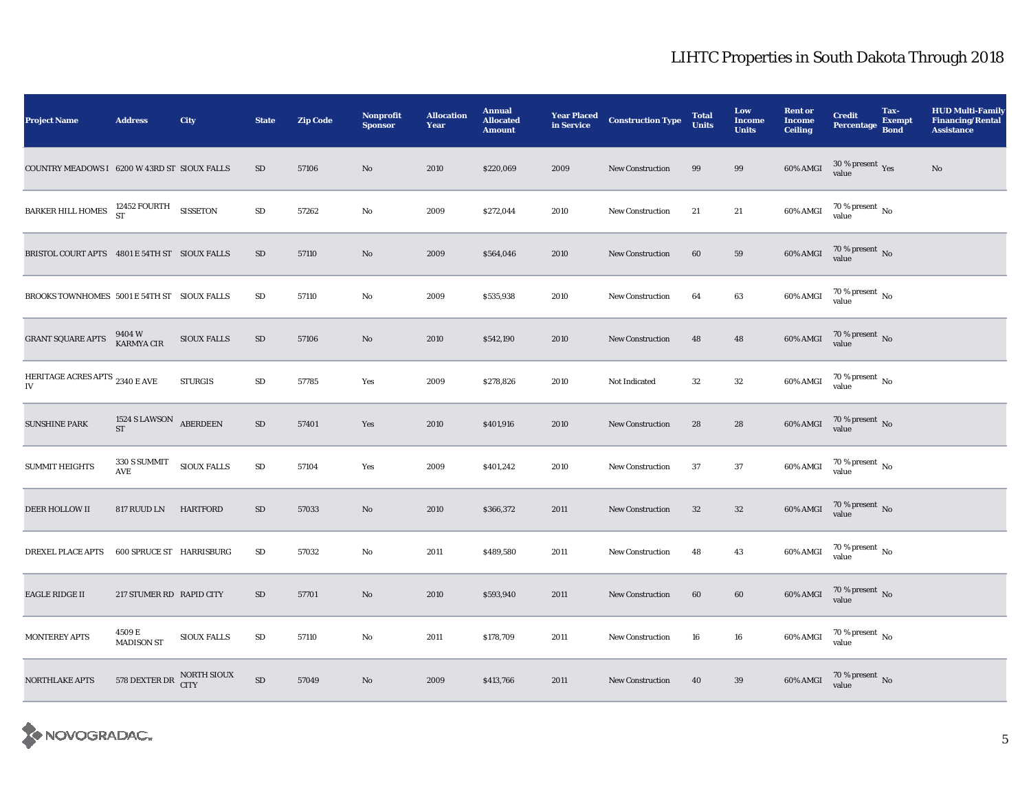# LIHTC Properties in South Dakota Through 2018

| Project Name | Address | City | State | Zip Code | Nonprofit Sponsor | Allocation Year | Annual Allocated Amount | Year Placed in Service | Construction Type | Total Units | Low Income Units | Rent or Income Ceiling | Credit Percentage | Tax-Exempt Bond | HUD Multi-Family Financing/Rental Assistance |
|---|---|---|---|---|---|---|---|---|---|---|---|---|---|---|---|
| COUNTRY MEADOWS I | 6200 W 43RD ST | SIOUX FALLS | SD | 57106 | No | 2010 | $220,069 | 2009 | New Construction | 99 | 99 | 60% AMGI | 30 % present value | Yes | No |
| BARKER HILL HOMES | 12452 FOURTH ST | SISSETON | SD | 57262 | No | 2009 | $272,044 | 2010 | New Construction | 21 | 21 | 60% AMGI | 70 % present value | No | |
| BRISTOL COURT APTS | 4801 E 54TH ST | SIOUX FALLS | SD | 57110 | No | 2009 | $564,046 | 2010 | New Construction | 60 | 59 | 60% AMGI | 70 % present value | No | |
| BROOKS TOWNHOMES | 5001 E 54TH ST | SIOUX FALLS | SD | 57110 | No | 2009 | $535,938 | 2010 | New Construction | 64 | 63 | 60% AMGI | 70 % present value | No | |
| GRANT SQUARE APTS | 9404 W KARMYA CIR | SIOUX FALLS | SD | 57106 | No | 2010 | $542,190 | 2010 | New Construction | 48 | 48 | 60% AMGI | 70 % present value | No | |
| HERITAGE ACRES APTS IV | 2340 E AVE | STURGIS | SD | 57785 | Yes | 2009 | $278,826 | 2010 | Not Indicated | 32 | 32 | 60% AMGI | 70 % present value | No | |
| SUNSHINE PARK | 1524 S LAWSON ST | ABERDEEN | SD | 57401 | Yes | 2010 | $401,916 | 2010 | New Construction | 28 | 28 | 60% AMGI | 70 % present value | No | |
| SUMMIT HEIGHTS | 330 S SUMMIT AVE | SIOUX FALLS | SD | 57104 | Yes | 2009 | $401,242 | 2010 | New Construction | 37 | 37 | 60% AMGI | 70 % present value | No | |
| DEER HOLLOW II | 817 RUUD LN | HARTFORD | SD | 57033 | No | 2010 | $366,372 | 2011 | New Construction | 32 | 32 | 60% AMGI | 70 % present value | No | |
| DREXEL PLACE APTS | 600 SPRUCE ST | HARRISBURG | SD | 57032 | No | 2011 | $489,580 | 2011 | New Construction | 48 | 43 | 60% AMGI | 70 % present value | No | |
| EAGLE RIDGE II | 217 STUMER RD | RAPID CITY | SD | 57701 | No | 2010 | $593,940 | 2011 | New Construction | 60 | 60 | 60% AMGI | 70 % present value | No | |
| MONTEREY APTS | 4509 E MADISON ST | SIOUX FALLS | SD | 57110 | No | 2011 | $178,709 | 2011 | New Construction | 16 | 16 | 60% AMGI | 70 % present value | No | |
| NORTHLAKE APTS | 578 DEXTER DR | NORTH SIOUX CITY | SD | 57049 | No | 2009 | $413,766 | 2011 | New Construction | 40 | 39 | 60% AMGI | 70 % present value | No | |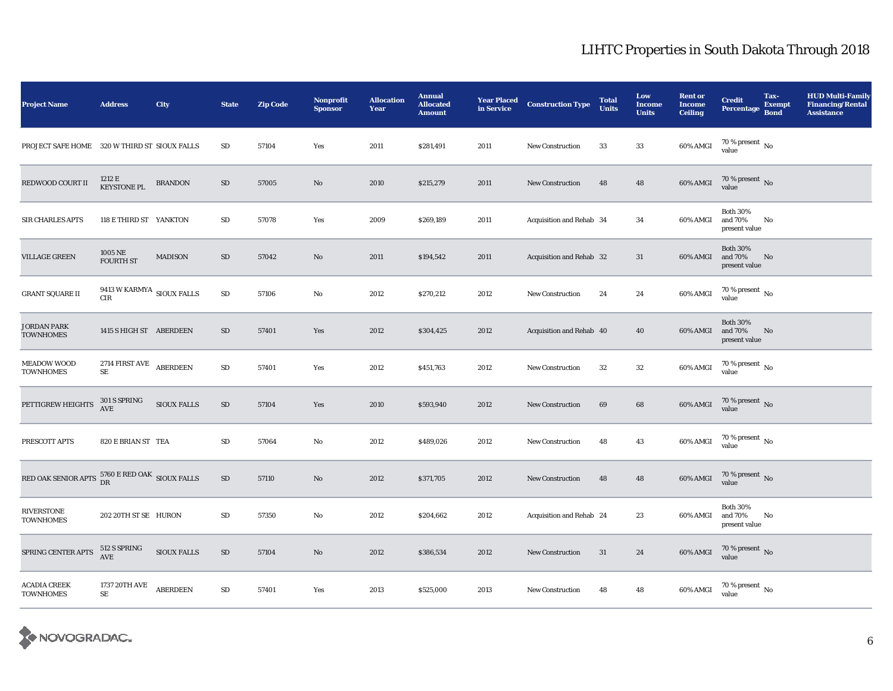# LIHTC Properties in South Dakota Through 2018

| Project Name | Address | City | State | Zip Code | Nonprofit Sponsor | Allocation Year | Annual Allocated Amount | Year Placed in Service | Construction Type | Total Units | Low Income Units | Rent or Income Ceiling | Credit Percentage | Tax-Exempt Bond | HUD Multi-Family Financing/Rental Assistance |
|---|---|---|---|---|---|---|---|---|---|---|---|---|---|---|---|
| PROJECT SAFE HOME | 320 W THIRD ST | SIOUX FALLS | SD | 57104 | Yes | 2011 | $281,491 | 2011 | New Construction | 33 | 33 | 60% AMGI | 70 % present value | No | |
| REDWOOD COURT II | 1212 E KEYSTONE PL | BRANDON | SD | 57005 | No | 2010 | $215,279 | 2011 | New Construction | 48 | 48 | 60% AMGI | 70 % present value | No | |
| SIR CHARLES APTS | 118 E THIRD ST | YANKTON | SD | 57078 | Yes | 2009 | $269,189 | 2011 | Acquisition and Rehab | 34 | 34 | 60% AMGI | Both 30% and 70% present value | No | |
| VILLAGE GREEN | 1005 NE FOURTH ST | MADISON | SD | 57042 | No | 2011 | $194,542 | 2011 | Acquisition and Rehab | 32 | 31 | 60% AMGI | Both 30% and 70% present value | No | |
| GRANT SQUARE II | 9413 W KARMYA CIR | SIOUX FALLS | SD | 57106 | No | 2012 | $270,212 | 2012 | New Construction | 24 | 24 | 60% AMGI | 70 % present value | No | |
| JORDAN PARK TOWNHOMES | 1415 S HIGH ST | ABERDEEN | SD | 57401 | Yes | 2012 | $304,425 | 2012 | Acquisition and Rehab | 40 | 40 | 60% AMGI | Both 30% and 70% present value | No | |
| MEADOW WOOD TOWNHOMES | 2714 FIRST AVE SE | ABERDEEN | SD | 57401 | Yes | 2012 | $451,763 | 2012 | New Construction | 32 | 32 | 60% AMGI | 70 % present value | No | |
| PETTIGREW HEIGHTS | 301 S SPRING AVE | SIOUX FALLS | SD | 57104 | Yes | 2010 | $593,940 | 2012 | New Construction | 69 | 68 | 60% AMGI | 70 % present value | No | |
| PRESCOTT APTS | 820 E BRIAN ST | TEA | SD | 57064 | No | 2012 | $489,026 | 2012 | New Construction | 48 | 43 | 60% AMGI | 70 % present value | No | |
| RED OAK SENIOR APTS | 5760 E RED OAK DR | SIOUX FALLS | SD | 57110 | No | 2012 | $371,705 | 2012 | New Construction | 48 | 48 | 60% AMGI | 70 % present value | No | |
| RIVERSTONE TOWNHOMES | 202 20TH ST SE | HURON | SD | 57350 | No | 2012 | $204,662 | 2012 | Acquisition and Rehab | 24 | 23 | 60% AMGI | Both 30% and 70% present value | No | |
| SPRING CENTER APTS | 512 S SPRING AVE | SIOUX FALLS | SD | 57104 | No | 2012 | $386,534 | 2012 | New Construction | 31 | 24 | 60% AMGI | 70 % present value | No | |
| ACADIA CREEK TOWNHOMES | 1737 20TH AVE SE | ABERDEEN | SD | 57401 | Yes | 2013 | $525,000 | 2013 | New Construction | 48 | 48 | 60% AMGI | 70 % present value | No | |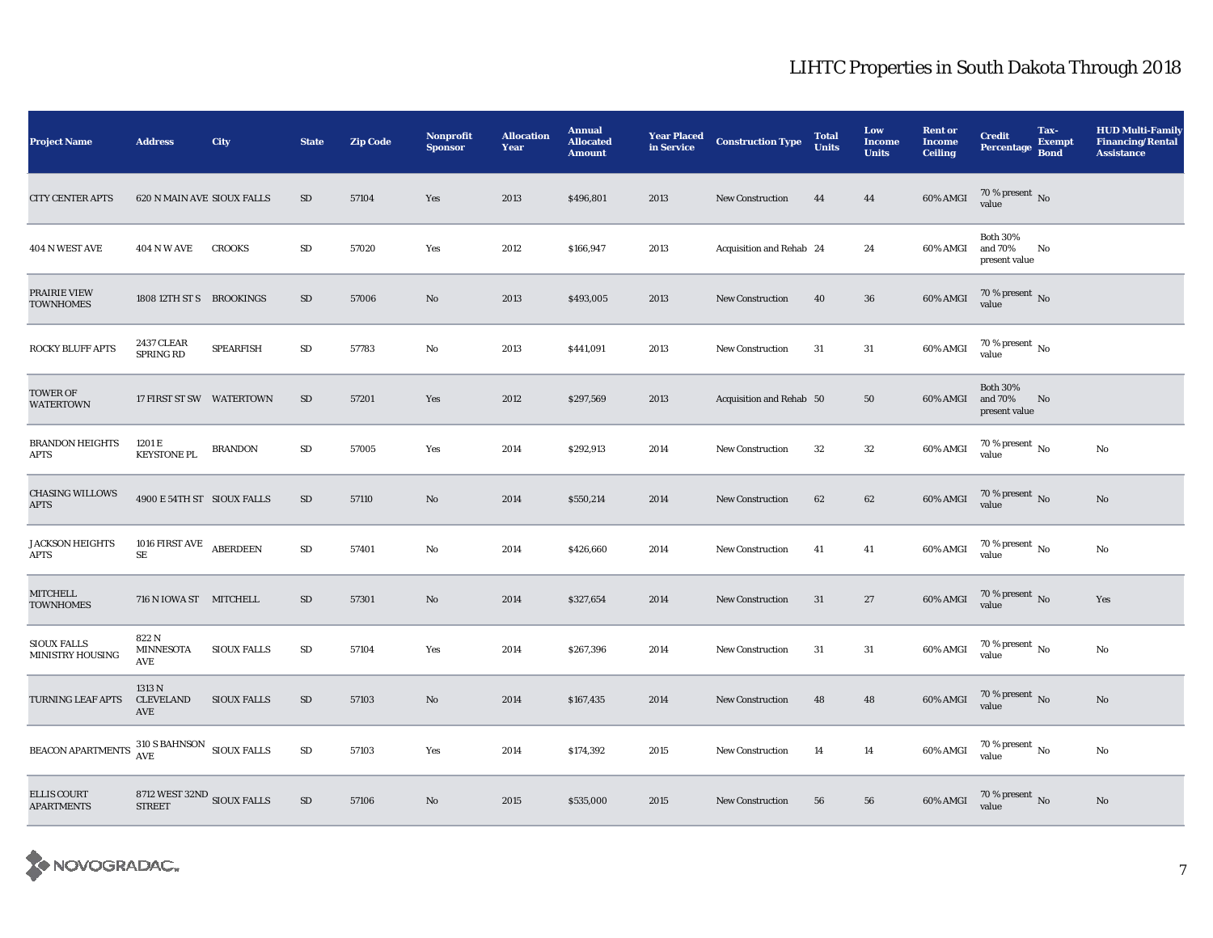# LIHTC Properties in South Dakota Through 2018

| Project Name | Address | City | State | Zip Code | Nonprofit Sponsor | Allocation Year | Annual Allocated Amount | Year Placed in Service | Construction Type | Total Units | Low Income Units | Rent or Income Ceiling | Credit Percentage | Tax-Exempt Bond | HUD Multi-Family Financing/Rental Assistance |
|---|---|---|---|---|---|---|---|---|---|---|---|---|---|---|---|
| CITY CENTER APTS | 620 N MAIN AVE | SIOUX FALLS | SD | 57104 | Yes | 2013 | $496,801 | 2013 | New Construction | 44 | 44 | 60% AMGI | 70 % present value | No | |
| 404 N WEST AVE | 404 N W AVE | CROOKS | SD | 57020 | Yes | 2012 | $166,947 | 2013 | Acquisition and Rehab | 24 | 24 | 60% AMGI | Both 30% and 70% present value | No | |
| PRAIRIE VIEW TOWNHOMES | 1808 12TH ST S | BROOKINGS | SD | 57006 | No | 2013 | $493,005 | 2013 | New Construction | 40 | 36 | 60% AMGI | 70 % present value | No | |
| ROCKY BLUFF APTS | 2437 CLEAR SPRING RD | SPEARFISH | SD | 57783 | No | 2013 | $441,091 | 2013 | New Construction | 31 | 31 | 60% AMGI | 70 % present value | No | |
| TOWER OF WATERTOWN | 17 FIRST ST SW | WATERTOWN | SD | 57201 | Yes | 2012 | $297,569 | 2013 | Acquisition and Rehab | 50 | 50 | 60% AMGI | Both 30% and 70% present value | No | |
| BRANDON HEIGHTS APTS | 1201 E KEYSTONE PL | BRANDON | SD | 57005 | Yes | 2014 | $292,913 | 2014 | New Construction | 32 | 32 | 60% AMGI | 70 % present value | No | No |
| CHASING WILLOWS APTS | 4900 E 54TH ST | SIOUX FALLS | SD | 57110 | No | 2014 | $550,214 | 2014 | New Construction | 62 | 62 | 60% AMGI | 70 % present value | No | No |
| JACKSON HEIGHTS APTS | 1016 FIRST AVE SE | ABERDEEN | SD | 57401 | No | 2014 | $426,660 | 2014 | New Construction | 41 | 41 | 60% AMGI | 70 % present value | No | No |
| MITCHELL TOWNHOMES | 716 N IOWA ST | MITCHELL | SD | 57301 | No | 2014 | $327,654 | 2014 | New Construction | 31 | 27 | 60% AMGI | 70 % present value | No | Yes |
| SIOUX FALLS MINISTRY HOUSING | 822 N MINNESOTA AVE | SIOUX FALLS | SD | 57104 | Yes | 2014 | $267,396 | 2014 | New Construction | 31 | 31 | 60% AMGI | 70 % present value | No | No |
| TURNING LEAF APTS | 1313 N CLEVELAND AVE | SIOUX FALLS | SD | 57103 | No | 2014 | $167,435 | 2014 | New Construction | 48 | 48 | 60% AMGI | 70 % present value | No | No |
| BEACON APARTMENTS | 310 S BAHNSON AVE | SIOUX FALLS | SD | 57103 | Yes | 2014 | $174,392 | 2015 | New Construction | 14 | 14 | 60% AMGI | 70 % present value | No | No |
| ELLIS COURT APARTMENTS | 8712 WEST 32ND STREET | SIOUX FALLS | SD | 57106 | No | 2015 | $535,000 | 2015 | New Construction | 56 | 56 | 60% AMGI | 70 % present value | No | No |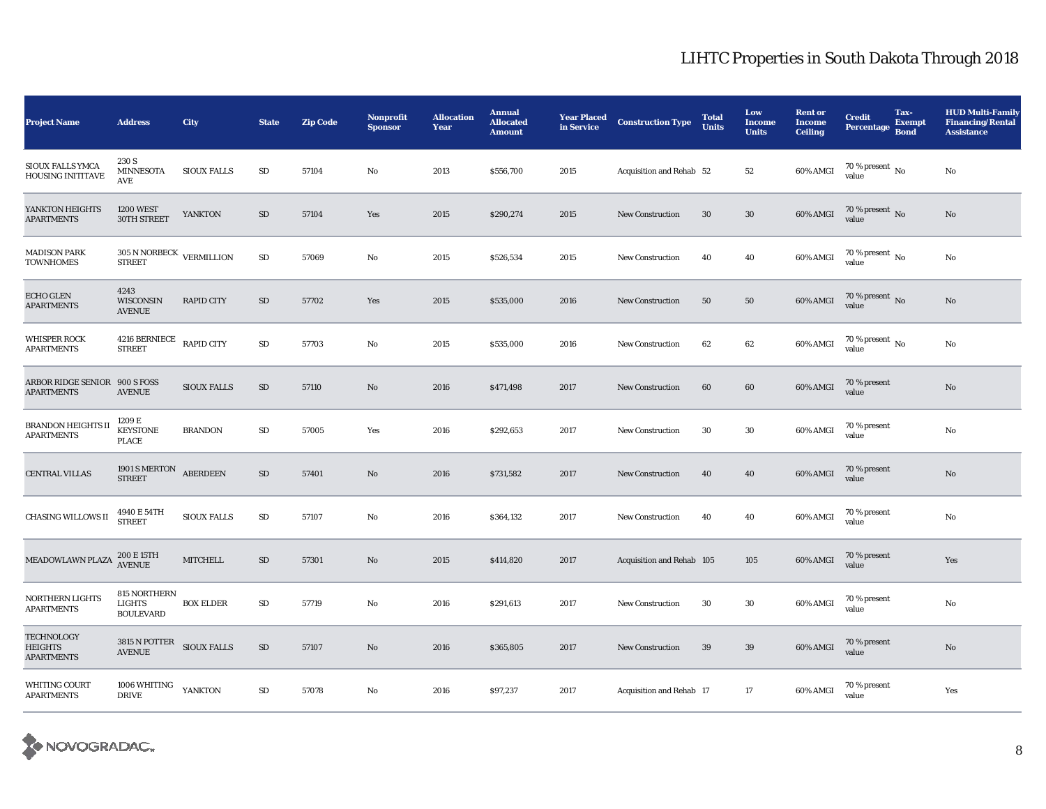# LIHTC Properties in South Dakota Through 2018

| Project Name | Address | City | State | Zip Code | Nonprofit Sponsor | Allocation Year | Annual Allocated Amount | Year Placed in Service | Construction Type | Total Units | Low Income Units | Rent or Income Ceiling | Credit Percentage | Tax-Exempt Bond | HUD Multi-Family Financing/Rental Assistance |
|---|---|---|---|---|---|---|---|---|---|---|---|---|---|---|---|
| SIOUX FALLS YMCA HOUSING INITITAVE | 230 S MINNESOTA AVE | SIOUX FALLS | SD | 57104 | No | 2013 | $556,700 | 2015 | Acquisition and Rehab | 52 | 52 | 60% AMGI | 70 % present value | No | No |
| YANKTON HEIGHTS APARTMENTS | 1200 WEST 30TH STREET | YANKTON | SD | 57104 | Yes | 2015 | $290,274 | 2015 | New Construction | 30 | 30 | 60% AMGI | 70 % present value | No | No |
| MADISON PARK TOWNHOMES | 305 N NORBECK STREET | VERMILLION | SD | 57069 | No | 2015 | $526,534 | 2015 | New Construction | 40 | 40 | 60% AMGI | 70 % present value | No | No |
| ECHO GLEN APARTMENTS | 4243 WISCONSIN AVENUE | RAPID CITY | SD | 57702 | Yes | 2015 | $535,000 | 2016 | New Construction | 50 | 50 | 60% AMGI | 70 % present value | No | No |
| WHISPER ROCK APARTMENTS | 4216 BERNIECE STREET | RAPID CITY | SD | 57703 | No | 2015 | $535,000 | 2016 | New Construction | 62 | 62 | 60% AMGI | 70 % present value | No | No |
| ARBOR RIDGE SENIOR APARTMENTS | 900 S FOSS AVENUE | SIOUX FALLS | SD | 57110 | No | 2016 | $471,498 | 2017 | New Construction | 60 | 60 | 60% AMGI | 70 % present value | | No |
| BRANDON HEIGHTS II APARTMENTS | 1209 E KEYSTONE PLACE | BRANDON | SD | 57005 | Yes | 2016 | $292,653 | 2017 | New Construction | 30 | 30 | 60% AMGI | 70 % present value | | No |
| CENTRAL VILLAS | 1901 S MERTON STREET | ABERDEEN | SD | 57401 | No | 2016 | $731,582 | 2017 | New Construction | 40 | 40 | 60% AMGI | 70 % present value | | No |
| CHASING WILLOWS II | 4940 E 54TH STREET | SIOUX FALLS | SD | 57107 | No | 2016 | $364,132 | 2017 | New Construction | 40 | 40 | 60% AMGI | 70 % present value | | No |
| MEADOWLAWN PLAZA | 200 E 15TH AVENUE | MITCHELL | SD | 57301 | No | 2015 | $414,820 | 2017 | Acquisition and Rehab | 105 | 105 | 60% AMGI | 70 % present value | | Yes |
| NORTHERN LIGHTS APARTMENTS | 815 NORTHERN LIGHTS BOULEVARD | BOX ELDER | SD | 57719 | No | 2016 | $291,613 | 2017 | New Construction | 30 | 30 | 60% AMGI | 70 % present value | | No |
| TECHNOLOGY HEIGHTS APARTMENTS | 3815 N POTTER AVENUE | SIOUX FALLS | SD | 57107 | No | 2016 | $365,805 | 2017 | New Construction | 39 | 39 | 60% AMGI | 70 % present value | | No |
| WHITING COURT APARTMENTS | 1006 WHITING DRIVE | YANKTON | SD | 57078 | No | 2016 | $97,237 | 2017 | Acquisition and Rehab | 17 | 17 | 60% AMGI | 70 % present value | | Yes |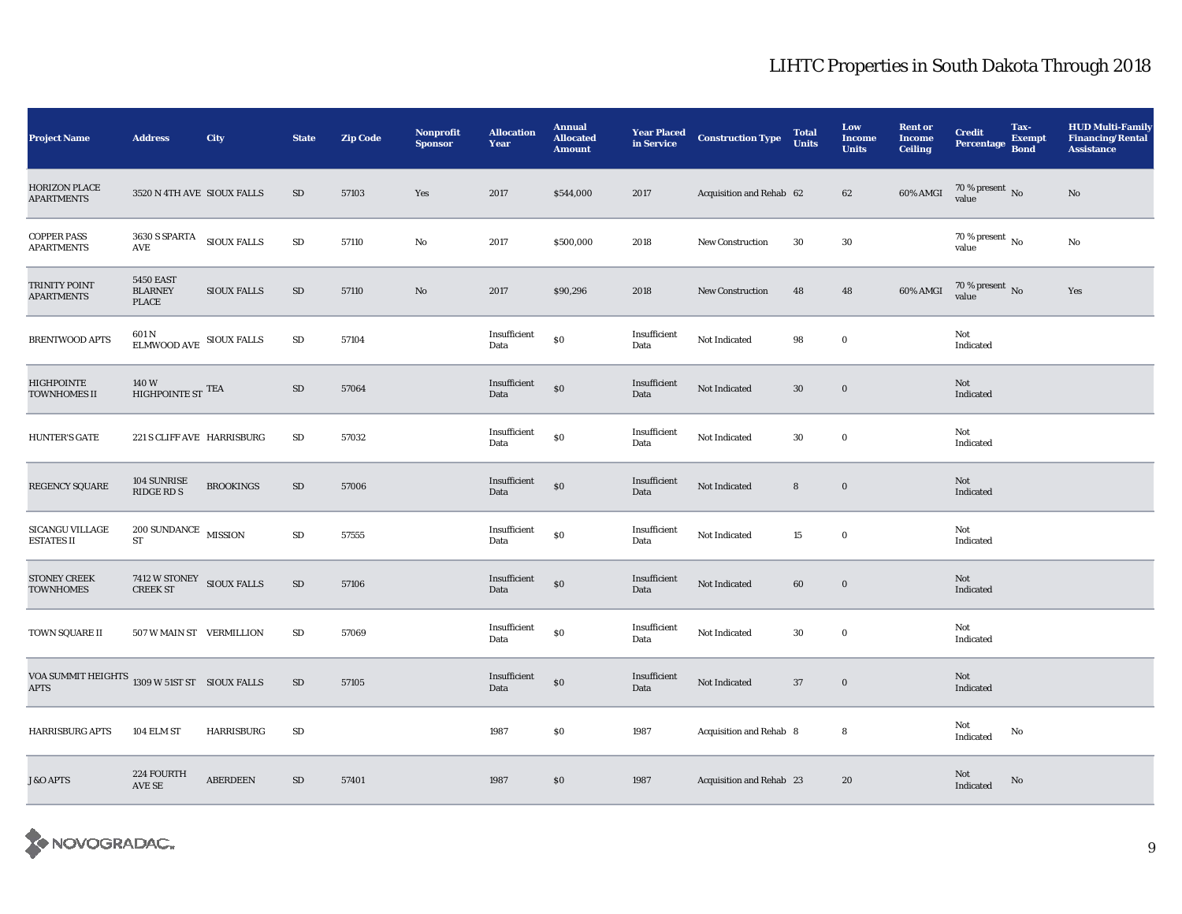# LIHTC Properties in South Dakota Through 2018

| Project Name | Address | City | State | Zip Code | Nonprofit Sponsor | Allocation Year | Annual Allocated Amount | Year Placed in Service | Construction Type | Total Units | Low Income Units | Rent or Income Ceiling | Credit Percentage | Tax-Exempt Bond | HUD Multi-Family Financing/Rental Assistance |
|---|---|---|---|---|---|---|---|---|---|---|---|---|---|---|---|
| HORIZON PLACE APARTMENTS | 3520 N 4TH AVE | SIOUX FALLS | SD | 57103 | Yes | 2017 | $544,000 | 2017 | Acquisition and Rehab | 62 | 62 | 60% AMGI | 70 % present value | No | No |
| COPPER PASS APARTMENTS | 3630 S SPARTA AVE | SIOUX FALLS | SD | 57110 | No | 2017 | $500,000 | 2018 | New Construction | 30 | 30 | | 70 % present value | No | No |
| TRINITY POINT APARTMENTS | 5450 EAST BLARNEY PLACE | SIOUX FALLS | SD | 57110 | No | 2017 | $90,296 | 2018 | New Construction | 48 | 48 | 60% AMGI | 70 % present value | No | Yes |
| BRENTWOOD APTS | 601 N ELMWOOD AVE | SIOUX FALLS | SD | 57104 | | Insufficient Data | $0 | Insufficient Data | Not Indicated | 98 | 0 | | Not Indicated | | |
| HIGHPOINTE TOWNHOMES II | 140 W HIGHPOINTE ST | TEA | SD | 57064 | | Insufficient Data | $0 | Insufficient Data | Not Indicated | 30 | 0 | | Not Indicated | | |
| HUNTER'S GATE | 221 S CLIFF AVE | HARRISBURG | SD | 57032 | | Insufficient Data | $0 | Insufficient Data | Not Indicated | 30 | 0 | | Not Indicated | | |
| REGENCY SQUARE | 104 SUNRISE RIDGE RD S | BROOKINGS | SD | 57006 | | Insufficient Data | $0 | Insufficient Data | Not Indicated | 8 | 0 | | Not Indicated | | |
| SICANGU VILLAGE ESTATES II | 200 SUNDANCE ST | MISSION | SD | 57555 | | Insufficient Data | $0 | Insufficient Data | Not Indicated | 15 | 0 | | Not Indicated | | |
| STONEY CREEK TOWNHOMES | 7412 W STONEY CREEK ST | SIOUX FALLS | SD | 57106 | | Insufficient Data | $0 | Insufficient Data | Not Indicated | 60 | 0 | | Not Indicated | | |
| TOWN SQUARE II | 507 W MAIN ST | VERMILLION | SD | 57069 | | Insufficient Data | $0 | Insufficient Data | Not Indicated | 30 | 0 | | Not Indicated | | |
| VOA SUMMIT HEIGHTS APTS | 1309 W 51ST ST | SIOUX FALLS | SD | 57105 | | Insufficient Data | $0 | Insufficient Data | Not Indicated | 37 | 0 | | Not Indicated | | |
| HARRISBURG APTS | 104 ELM ST | HARRISBURG | SD | | | 1987 | $0 | 1987 | Acquisition and Rehab | 8 | 8 | | Not Indicated | No | |
| J &O APTS | 224 FOURTH AVE SE | ABERDEEN | SD | 57401 | | 1987 | $0 | 1987 | Acquisition and Rehab | 23 | 20 | | Not Indicated | No | |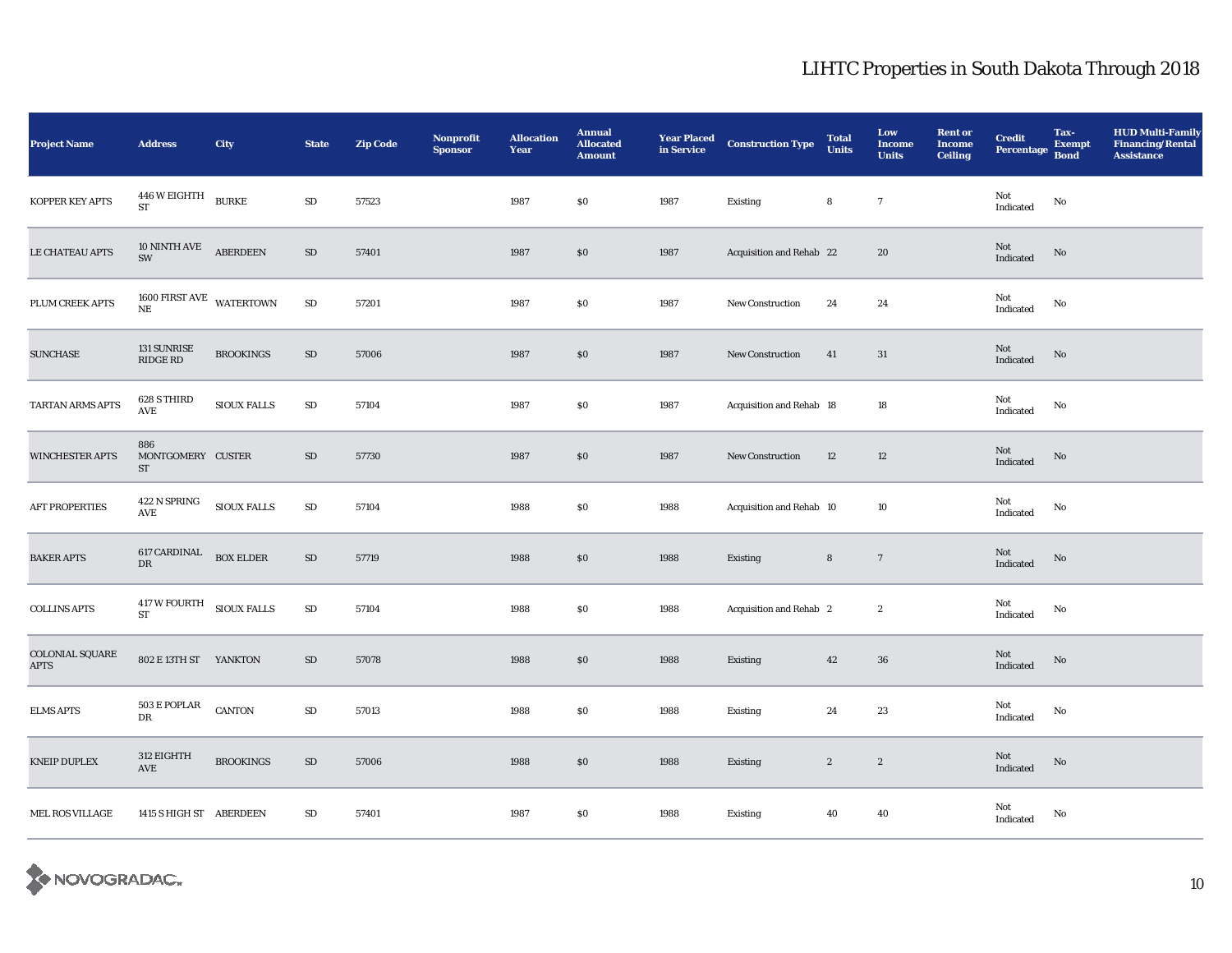## LIHTC Properties in South Dakota Through 2018

| Project Name | Address | City | State | Zip Code | Nonprofit Sponsor | Allocation Year | Annual Allocated Amount | Year Placed in Service | Construction Type | Total Units | Low Income Units | Rent or Income Ceiling | Credit Percentage | Tax-Exempt Bond | HUD Multi-Family Financing/Rental Assistance |
|---|---|---|---|---|---|---|---|---|---|---|---|---|---|---|---|
| KOPPER KEY APTS | 446 W EIGHTH ST | BURKE | SD | 57523 | | 1987 | $0 | 1987 | Existing | 8 | 7 | | Not Indicated | No | |
| LE CHATEAU APTS | 10 NINTH AVE SW | ABERDEEN | SD | 57401 | | 1987 | $0 | 1987 | Acquisition and Rehab | 22 | 20 | | Not Indicated | No | |
| PLUM CREEK APTS | 1600 FIRST AVE NE | WATERTOWN | SD | 57201 | | 1987 | $0 | 1987 | New Construction | 24 | 24 | | Not Indicated | No | |
| SUNCHASE | 131 SUNRISE RIDGE RD | BROOKINGS | SD | 57006 | | 1987 | $0 | 1987 | New Construction | 41 | 31 | | Not Indicated | No | |
| TARTAN ARMS APTS | 628 S THIRD AVE | SIOUX FALLS | SD | 57104 | | 1987 | $0 | 1987 | Acquisition and Rehab | 18 | 18 | | Not Indicated | No | |
| WINCHESTER APTS | 886 MONTGOMERY ST | CUSTER | SD | 57730 | | 1987 | $0 | 1987 | New Construction | 12 | 12 | | Not Indicated | No | |
| AFT PROPERTIES | 422 N SPRING AVE | SIOUX FALLS | SD | 57104 | | 1988 | $0 | 1988 | Acquisition and Rehab | 10 | 10 | | Not Indicated | No | |
| BAKER APTS | 617 CARDINAL DR | BOX ELDER | SD | 57719 | | 1988 | $0 | 1988 | Existing | 8 | 7 | | Not Indicated | No | |
| COLLINS APTS | 417 W FOURTH ST | SIOUX FALLS | SD | 57104 | | 1988 | $0 | 1988 | Acquisition and Rehab | 2 | 2 | | Not Indicated | No | |
| COLONIAL SQUARE APTS | 802 E 13TH ST | YANKTON | SD | 57078 | | 1988 | $0 | 1988 | Existing | 42 | 36 | | Not Indicated | No | |
| ELMS APTS | 503 E POPLAR DR | CANTON | SD | 57013 | | 1988 | $0 | 1988 | Existing | 24 | 23 | | Not Indicated | No | |
| KNEIP DUPLEX | 312 EIGHTH AVE | BROOKINGS | SD | 57006 | | 1988 | $0 | 1988 | Existing | 2 | 2 | | Not Indicated | No | |
| MEL ROS VILLAGE | 1415 S HIGH ST | ABERDEEN | SD | 57401 | | 1987 | $0 | 1988 | Existing | 40 | 40 | | Not Indicated | No | |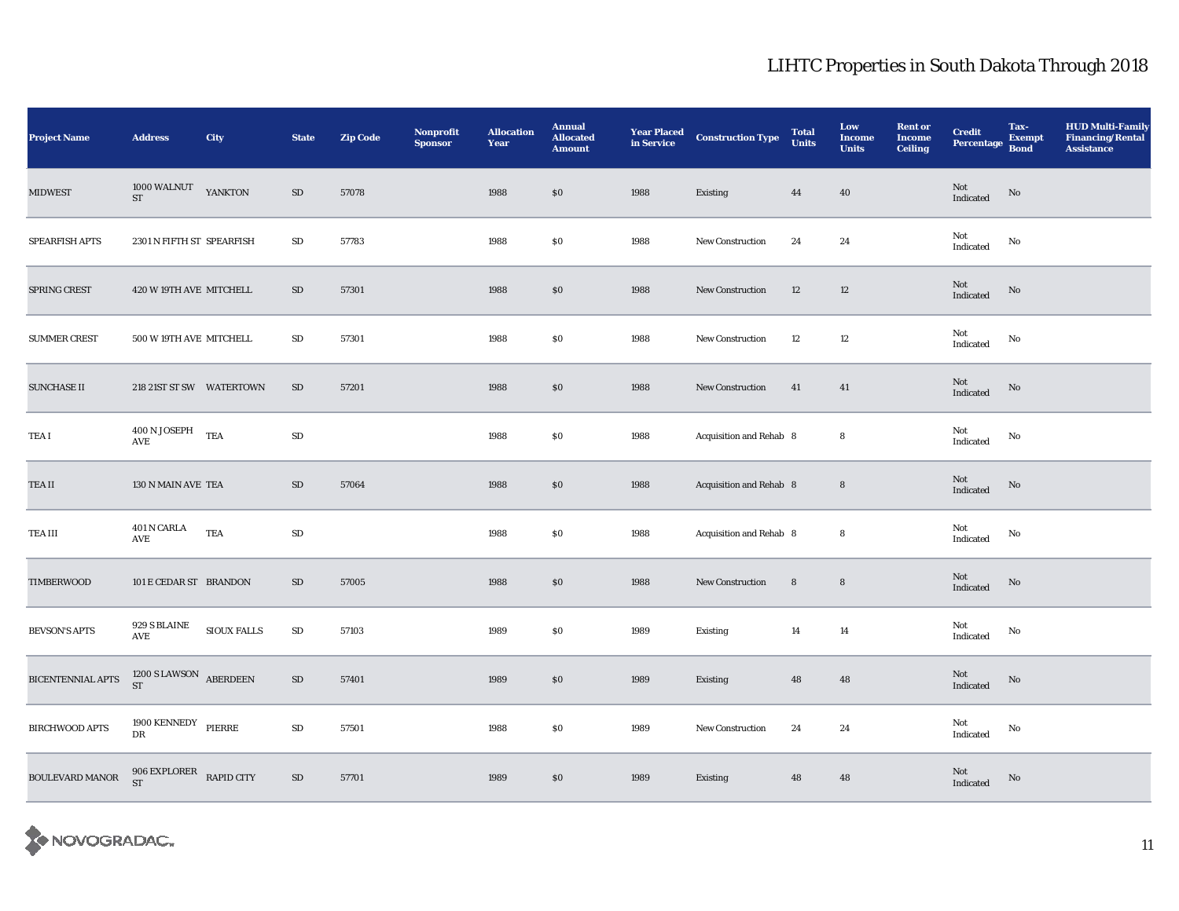# LIHTC Properties in South Dakota Through 2018

| Project Name | Address | City | State | Zip Code | Nonprofit Sponsor | Allocation Year | Annual Allocated Amount | Year Placed in Service | Construction Type | Total Units | Low Income Units | Rent or Income Ceiling | Credit Percentage | Tax-Exempt Bond | HUD Multi-Family Financing/Rental Assistance |
|---|---|---|---|---|---|---|---|---|---|---|---|---|---|---|---|
| MIDWEST | 1000 WALNUT ST | YANKTON | SD | 57078 | | 1988 | $0 | 1988 | Existing | 44 | 40 | | Not Indicated | No | |
| SPEARFISH APTS | 2301 N FIFTH ST | SPEARFISH | SD | 57783 | | 1988 | $0 | 1988 | New Construction | 24 | 24 | | Not Indicated | No | |
| SPRING CREST | 420 W 19TH AVE | MITCHELL | SD | 57301 | | 1988 | $0 | 1988 | New Construction | 12 | 12 | | Not Indicated | No | |
| SUMMER CREST | 500 W 19TH AVE | MITCHELL | SD | 57301 | | 1988 | $0 | 1988 | New Construction | 12 | 12 | | Not Indicated | No | |
| SUNCHASE II | 218 21ST ST SW | WATERTOWN | SD | 57201 | | 1988 | $0 | 1988 | New Construction | 41 | 41 | | Not Indicated | No | |
| TEA I | 400 N JOSEPH AVE | TEA | SD | | | 1988 | $0 | 1988 | Acquisition and Rehab | 8 | 8 | | Not Indicated | No | |
| TEA II | 130 N MAIN AVE | TEA | SD | 57064 | | 1988 | $0 | 1988 | Acquisition and Rehab | 8 | 8 | | Not Indicated | No | |
| TEA III | 401 N CARLA AVE | TEA | SD | | | 1988 | $0 | 1988 | Acquisition and Rehab | 8 | 8 | | Not Indicated | No | |
| TIMBERWOOD | 101 E CEDAR ST | BRANDON | SD | 57005 | | 1988 | $0 | 1988 | New Construction | 8 | 8 | | Not Indicated | No | |
| BEVSON'S APTS | 929 S BLAINE AVE | SIOUX FALLS | SD | 57103 | | 1989 | $0 | 1989 | Existing | 14 | 14 | | Not Indicated | No | |
| BICENTENNIAL APTS | 1200 S LAWSON ST | ABERDEEN | SD | 57401 | | 1989 | $0 | 1989 | Existing | 48 | 48 | | Not Indicated | No | |
| BIRCHWOOD APTS | 1900 KENNEDY DR | PIERRE | SD | 57501 | | 1988 | $0 | 1989 | New Construction | 24 | 24 | | Not Indicated | No | |
| BOULEVARD MANOR | 906 EXPLORER ST | RAPID CITY | SD | 57701 | | 1989 | $0 | 1989 | Existing | 48 | 48 | | Not Indicated | No | |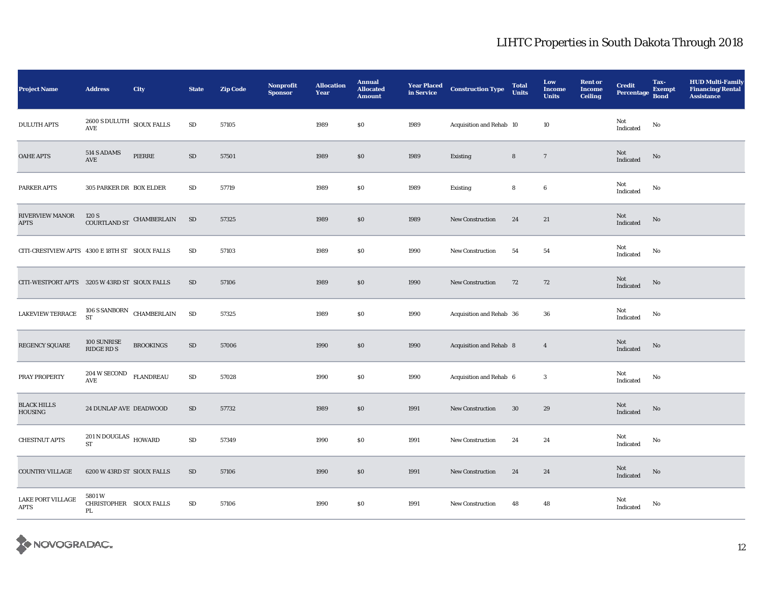# LIHTC Properties in South Dakota Through 2018

| Project Name | Address | City | State | Zip Code | Nonprofit Sponsor | Allocation Year | Annual Allocated Amount | Year Placed in Service | Construction Type | Total Units | Low Income Units | Rent or Income Ceiling | Credit Percentage | Tax-Exempt Bond | HUD Multi-Family Financing/Rental Assistance |
|---|---|---|---|---|---|---|---|---|---|---|---|---|---|---|---|
| DULUTH APTS | 2600 S DULUTH AVE | SIOUX FALLS | SD | 57105 | | 1989 | $0 | 1989 | Acquisition and Rehab | 10 | 10 | | Not Indicated | No | |
| OAHE APTS | 514 S ADAMS AVE | PIERRE | SD | 57501 | | 1989 | $0 | 1989 | Existing | 8 | 7 | | Not Indicated | No | |
| PARKER APTS | 305 PARKER DR | BOX ELDER | SD | 57719 | | 1989 | $0 | 1989 | Existing | 8 | 6 | | Not Indicated | No | |
| RIVERVIEW MANOR APTS | 120 S COURTLAND ST | CHAMBERLAIN | SD | 57325 | | 1989 | $0 | 1989 | New Construction | 24 | 21 | | Not Indicated | No | |
| CITI-CRESTVIEW APTS | 4300 E 18TH ST | SIOUX FALLS | SD | 57103 | | 1989 | $0 | 1990 | New Construction | 54 | 54 | | Not Indicated | No | |
| CITI-WESTPORT APTS | 3205 W 43RD ST | SIOUX FALLS | SD | 57106 | | 1989 | $0 | 1990 | New Construction | 72 | 72 | | Not Indicated | No | |
| LAKEVIEW TERRACE | 106 S SANBORN ST | CHAMBERLAIN | SD | 57325 | | 1989 | $0 | 1990 | Acquisition and Rehab | 36 | 36 | | Not Indicated | No | |
| REGENCY SQUARE | 100 SUNRISE RIDGE RD S | BROOKINGS | SD | 57006 | | 1990 | $0 | 1990 | Acquisition and Rehab | 8 | 4 | | Not Indicated | No | |
| PRAY PROPERTY | 204 W SECOND AVE | FLANDREAU | SD | 57028 | | 1990 | $0 | 1990 | Acquisition and Rehab | 6 | 3 | | Not Indicated | No | |
| BLACK HILLS HOUSING | 24 DUNLAP AVE | DEADWOOD | SD | 57732 | | 1989 | $0 | 1991 | New Construction | 30 | 29 | | Not Indicated | No | |
| CHESTNUT APTS | 201 N DOUGLAS ST | HOWARD | SD | 57349 | | 1990 | $0 | 1991 | New Construction | 24 | 24 | | Not Indicated | No | |
| COUNTRY VILLAGE | 6200 W 43RD ST | SIOUX FALLS | SD | 57106 | | 1990 | $0 | 1991 | New Construction | 24 | 24 | | Not Indicated | No | |
| LAKE PORT VILLAGE APTS | 5801 W CHRISTOPHER PL | SIOUX FALLS | SD | 57106 | | 1990 | $0 | 1991 | New Construction | 48 | 48 | | Not Indicated | No | |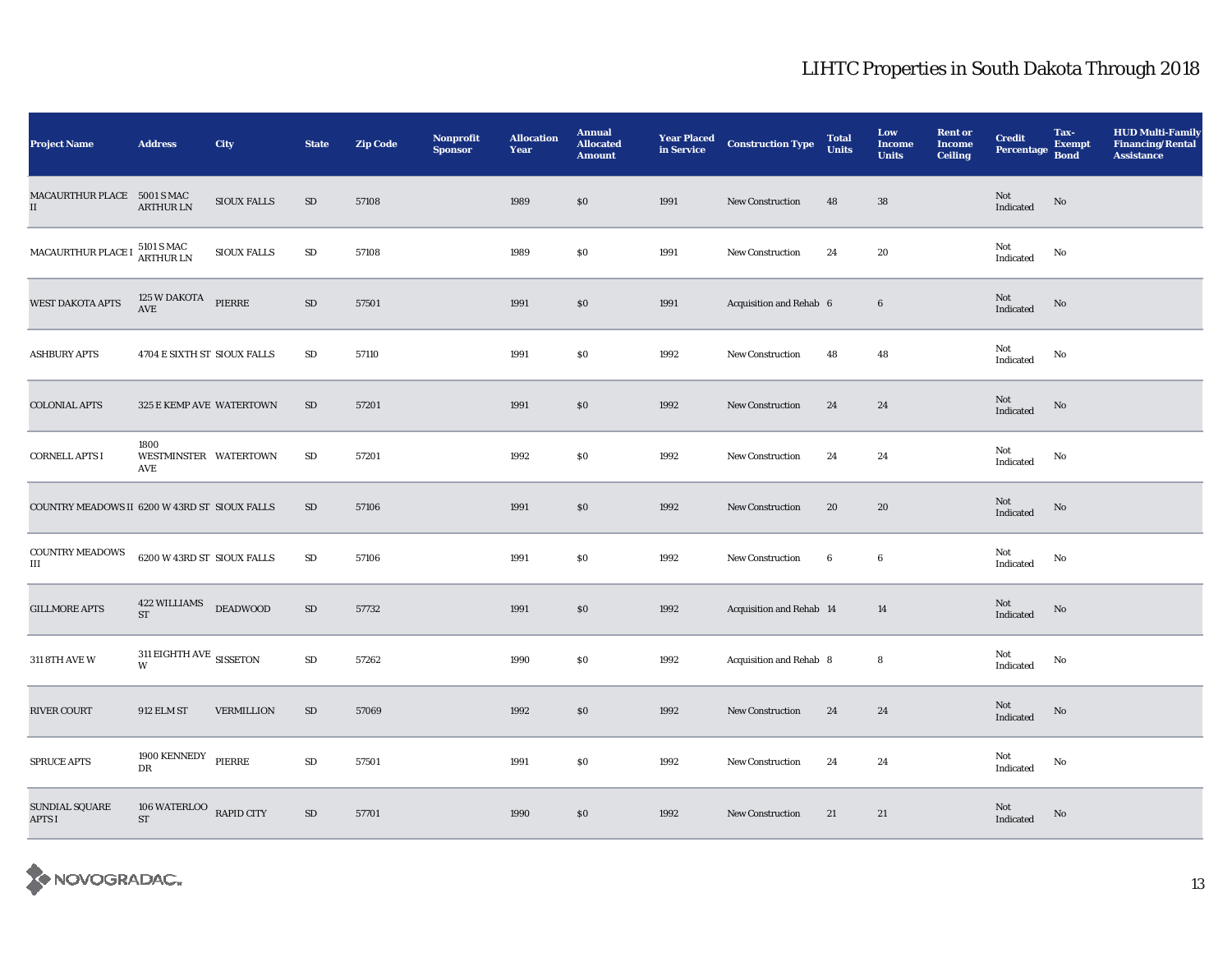## LIHTC Properties in South Dakota Through 2018

| Project Name | Address | City | State | Zip Code | Nonprofit Sponsor | Allocation Year | Annual Allocated Amount | Year Placed in Service | Construction Type | Total Units | Low Income Units | Rent or Income Ceiling | Credit Percentage | Tax-Exempt Bond | HUD Multi-Family Financing/Rental Assistance |
|---|---|---|---|---|---|---|---|---|---|---|---|---|---|---|---|
| MACAURTHUR PLACE II | 5001 S MAC ARTHUR LN | SIOUX FALLS | SD | 57108 | | 1989 | $0 | 1991 | New Construction | 48 | 38 | | Not Indicated | No | |
| MACAURTHUR PLACE I | 5101 S MAC ARTHUR LN | SIOUX FALLS | SD | 57108 | | 1989 | $0 | 1991 | New Construction | 24 | 20 | | Not Indicated | No | |
| WEST DAKOTA APTS | 125 W DAKOTA AVE | PIERRE | SD | 57501 | | 1991 | $0 | 1991 | Acquisition and Rehab | 6 | 6 | | Not Indicated | No | |
| ASHBURY APTS | 4704 E SIXTH ST | SIOUX FALLS | SD | 57110 | | 1991 | $0 | 1992 | New Construction | 48 | 48 | | Not Indicated | No | |
| COLONIAL APTS | 325 E KEMP AVE | WATERTOWN | SD | 57201 | | 1991 | $0 | 1992 | New Construction | 24 | 24 | | Not Indicated | No | |
| CORNELL APTS I | 1800 WESTMINSTER AVE | WATERTOWN | SD | 57201 | | 1992 | $0 | 1992 | New Construction | 24 | 24 | | Not Indicated | No | |
| COUNTRY MEADOWS II | 6200 W 43RD ST | SIOUX FALLS | SD | 57106 | | 1991 | $0 | 1992 | New Construction | 20 | 20 | | Not Indicated | No | |
| COUNTRY MEADOWS III | 6200 W 43RD ST | SIOUX FALLS | SD | 57106 | | 1991 | $0 | 1992 | New Construction | 6 | 6 | | Not Indicated | No | |
| GILLMORE APTS | 422 WILLIAMS ST | DEADWOOD | SD | 57732 | | 1991 | $0 | 1992 | Acquisition and Rehab | 14 | 14 | | Not Indicated | No | |
| 311 8TH AVE W | 311 EIGHTH AVE W | SISSETON | SD | 57262 | | 1990 | $0 | 1992 | Acquisition and Rehab | 8 | 8 | | Not Indicated | No | |
| RIVER COURT | 912 ELM ST | VERMILLION | SD | 57069 | | 1992 | $0 | 1992 | New Construction | 24 | 24 | | Not Indicated | No | |
| SPRUCE APTS | 1900 KENNEDY DR | PIERRE | SD | 57501 | | 1991 | $0 | 1992 | New Construction | 24 | 24 | | Not Indicated | No | |
| SUNDIAL SQUARE APTS I | 106 WATERLOO ST | RAPID CITY | SD | 57701 | | 1990 | $0 | 1992 | New Construction | 21 | 21 | | Not Indicated | No | |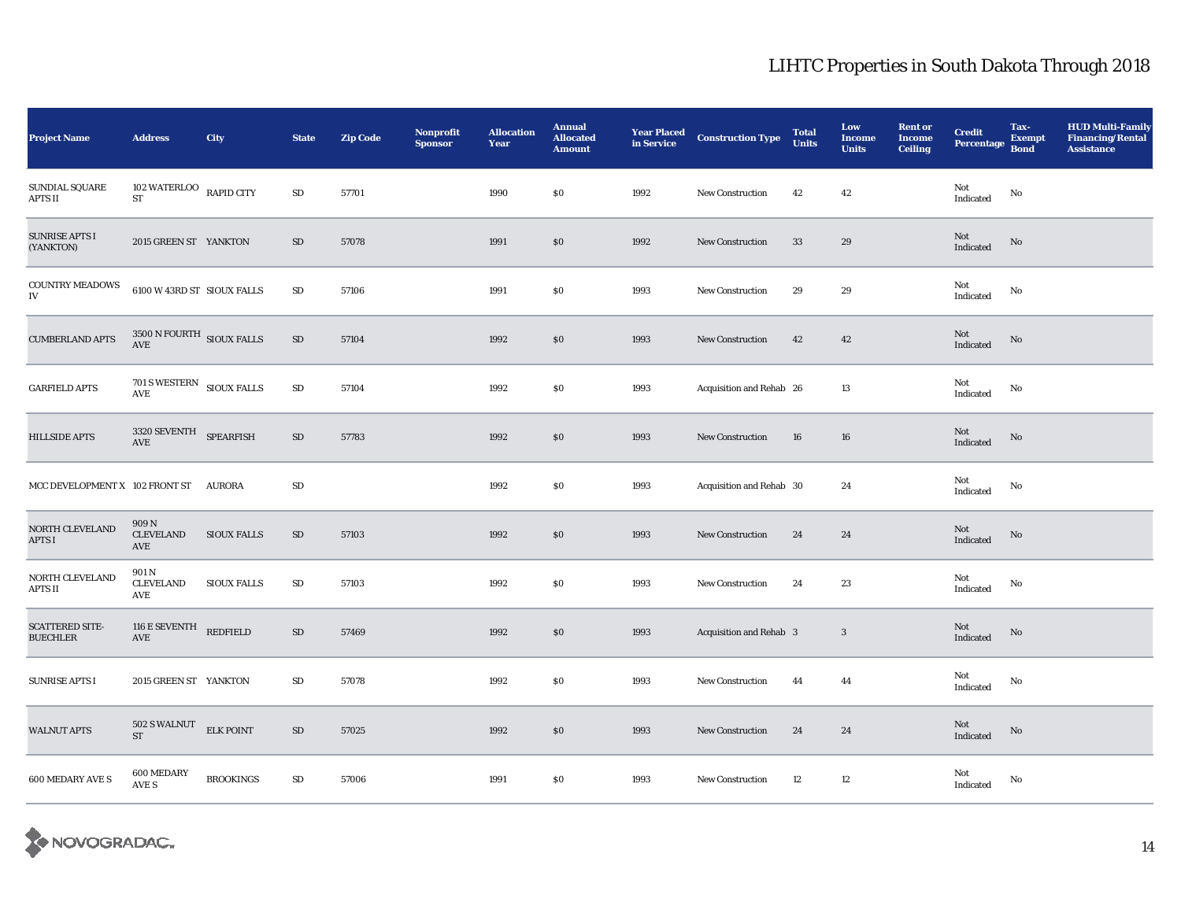# LIHTC Properties in South Dakota Through 2018

| Project Name | Address | City | State | Zip Code | Nonprofit Sponsor | Allocation Year | Annual Allocated Amount | Year Placed in Service | Construction Type | Total Units | Low Income Units | Rent or Income Ceiling | Credit Percentage | Tax-Exempt Bond | HUD Multi-Family Financing/Rental Assistance |
|---|---|---|---|---|---|---|---|---|---|---|---|---|---|---|---|
| SUNDIAL SQUARE APTS II | 102 WATERLOO ST | RAPID CITY | SD | 57701 | | 1990 | $0 | 1992 | New Construction | 42 | 42 | | Not Indicated | No | |
| SUNRISE APTS I (YANKTON) | 2015 GREEN ST | YANKTON | SD | 57078 | | 1991 | $0 | 1992 | New Construction | 33 | 29 | | Not Indicated | No | |
| COUNTRY MEADOWS IV | 6100 W 43RD ST | SIOUX FALLS | SD | 57106 | | 1991 | $0 | 1993 | New Construction | 29 | 29 | | Not Indicated | No | |
| CUMBERLAND APTS | 3500 N FOURTH AVE | SIOUX FALLS | SD | 57104 | | 1992 | $0 | 1993 | New Construction | 42 | 42 | | Not Indicated | No | |
| GARFIELD APTS | 701 S WESTERN AVE | SIOUX FALLS | SD | 57104 | | 1992 | $0 | 1993 | Acquisition and Rehab | 26 | 13 | | Not Indicated | No | |
| HILLSIDE APTS | 3320 SEVENTH AVE | SPEARFISH | SD | 57783 | | 1992 | $0 | 1993 | New Construction | 16 | 16 | | Not Indicated | No | |
| MCC DEVELOPMENT X | 102 FRONT ST | AURORA | SD | | | 1992 | $0 | 1993 | Acquisition and Rehab | 30 | 24 | | Not Indicated | No | |
| NORTH CLEVELAND APTS I | 909 N CLEVELAND AVE | SIOUX FALLS | SD | 57103 | | 1992 | $0 | 1993 | New Construction | 24 | 24 | | Not Indicated | No | |
| NORTH CLEVELAND APTS II | 901 N CLEVELAND AVE | SIOUX FALLS | SD | 57103 | | 1992 | $0 | 1993 | New Construction | 24 | 23 | | Not Indicated | No | |
| SCATTERED SITE-BUECHLER | 116 E SEVENTH AVE | REDFIELD | SD | 57469 | | 1992 | $0 | 1993 | Acquisition and Rehab | 3 | 3 | | Not Indicated | No | |
| SUNRISE APTS I | 2015 GREEN ST | YANKTON | SD | 57078 | | 1992 | $0 | 1993 | New Construction | 44 | 44 | | Not Indicated | No | |
| WALNUT APTS | 502 S WALNUT ST | ELK POINT | SD | 57025 | | 1992 | $0 | 1993 | New Construction | 24 | 24 | | Not Indicated | No | |
| 600 MEDARY AVE S | 600 MEDARY AVE S | BROOKINGS | SD | 57006 | | 1991 | $0 | 1993 | New Construction | 12 | 12 | | Not Indicated | No | |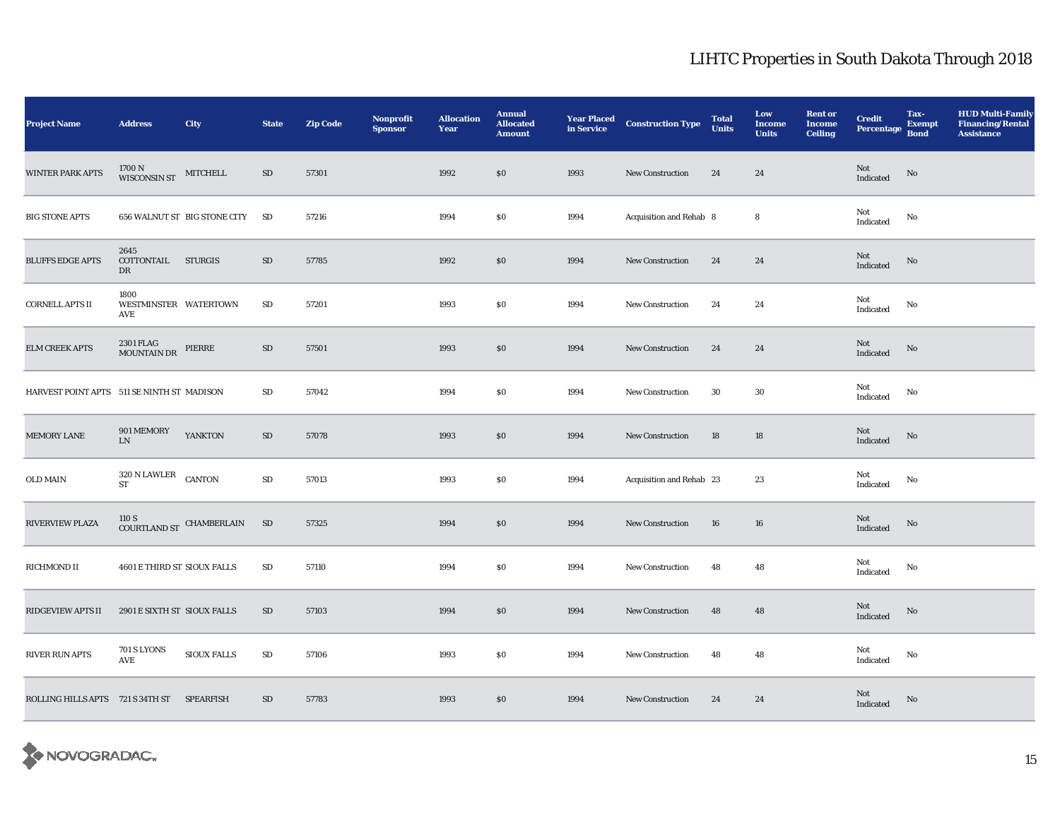# LIHTC Properties in South Dakota Through 2018

| Project Name | Address | City | State | Zip Code | Nonprofit Sponsor | Allocation Year | Annual Allocated Amount | Year Placed in Service | Construction Type | Total Units | Low Income Units | Rent or Income Ceiling | Credit Percentage | Tax-Exempt Bond | HUD Multi-Family Financing/Rental Assistance |
|---|---|---|---|---|---|---|---|---|---|---|---|---|---|---|---|
| WINTER PARK APTS | 1700 N WISCONSIN ST | MITCHELL | SD | 57301 | | 1992 | $0 | 1993 | New Construction | 24 | 24 | | Not Indicated | No | |
| BIG STONE APTS | 656 WALNUT ST | BIG STONE CITY | SD | 57216 | | 1994 | $0 | 1994 | Acquisition and Rehab | 8 | 8 | | Not Indicated | No | |
| BLUFFS EDGE APTS | 2645 COTTONTAIL DR | STURGIS | SD | 57785 | | 1992 | $0 | 1994 | New Construction | 24 | 24 | | Not Indicated | No | |
| CORNELL APTS II | 1800 WESTMINSTER AVE | WATERTOWN | SD | 57201 | | 1993 | $0 | 1994 | New Construction | 24 | 24 | | Not Indicated | No | |
| ELM CREEK APTS | 2301 FLAG MOUNTAIN DR | PIERRE | SD | 57501 | | 1993 | $0 | 1994 | New Construction | 24 | 24 | | Not Indicated | No | |
| HARVEST POINT APTS | 511 SE NINTH ST | MADISON | SD | 57042 | | 1994 | $0 | 1994 | New Construction | 30 | 30 | | Not Indicated | No | |
| MEMORY LANE | 901 MEMORY LN | YANKTON | SD | 57078 | | 1993 | $0 | 1994 | New Construction | 18 | 18 | | Not Indicated | No | |
| OLD MAIN | 320 N LAWLER ST | CANTON | SD | 57013 | | 1993 | $0 | 1994 | Acquisition and Rehab | 23 | 23 | | Not Indicated | No | |
| RIVERVIEW PLAZA | 110 S COURTLAND ST | CHAMBERLAIN | SD | 57325 | | 1994 | $0 | 1994 | New Construction | 16 | 16 | | Not Indicated | No | |
| RICHMOND II | 4601 E THIRD ST | SIOUX FALLS | SD | 57110 | | 1994 | $0 | 1994 | New Construction | 48 | 48 | | Not Indicated | No | |
| RIDGEVIEW APTS II | 2901 E SIXTH ST | SIOUX FALLS | SD | 57103 | | 1994 | $0 | 1994 | New Construction | 48 | 48 | | Not Indicated | No | |
| RIVER RUN APTS | 701 S LYONS AVE | SIOUX FALLS | SD | 57106 | | 1993 | $0 | 1994 | New Construction | 48 | 48 | | Not Indicated | No | |
| ROLLING HILLS APTS | 721 S 34TH ST | SPEARFISH | SD | 57783 | | 1993 | $0 | 1994 | New Construction | 24 | 24 | | Not Indicated | No | |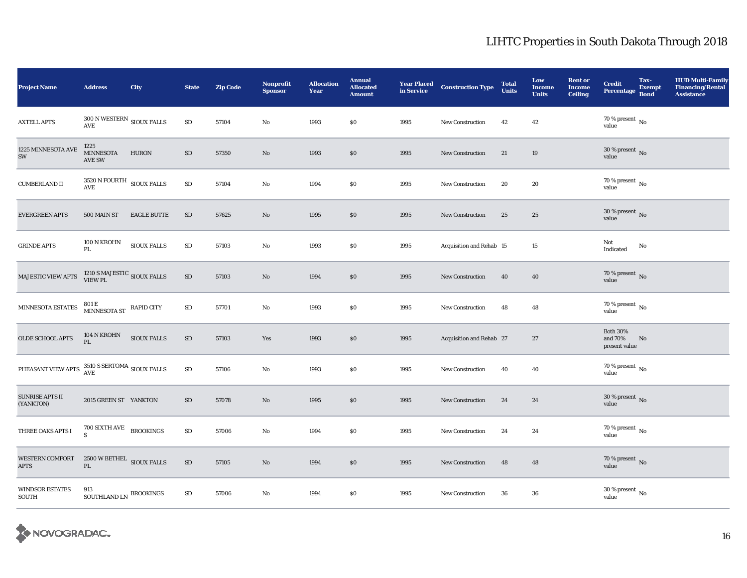# LIHTC Properties in South Dakota Through 2018

| Project Name | Address | City | State | Zip Code | Nonprofit Sponsor | Allocation Year | Annual Allocated Amount | Year Placed in Service | Construction Type | Total Units | Low Income Units | Rent or Income Ceiling | Credit Percentage | Tax-Exempt Bond | HUD Multi-Family Financing/Rental Assistance |
|---|---|---|---|---|---|---|---|---|---|---|---|---|---|---|---|
| AXTELL APTS | 300 N WESTERN AVE | SIOUX FALLS | SD | 57104 | No | 1993 | $0 | 1995 | New Construction | 42 | 42 | | 70 % present value | No | |
| 1225 MINNESOTA AVE SW | 1225 MINNESOTA AVE SW | HURON | SD | 57350 | No | 1993 | $0 | 1995 | New Construction | 21 | 19 | | 30 % present value | No | |
| CUMBERLAND II | 3520 N FOURTH AVE | SIOUX FALLS | SD | 57104 | No | 1994 | $0 | 1995 | New Construction | 20 | 20 | | 70 % present value | No | |
| EVERGREEN APTS | 500 MAIN ST | EAGLE BUTTE | SD | 57625 | No | 1995 | $0 | 1995 | New Construction | 25 | 25 | | 30 % present value | No | |
| GRINDE APTS | 100 N KROHN PL | SIOUX FALLS | SD | 57103 | No | 1993 | $0 | 1995 | Acquisition and Rehab | 15 | 15 | | Not Indicated | No | |
| MAJESTIC VIEW APTS | 1210 S MAJESTIC VIEW PL | SIOUX FALLS | SD | 57103 | No | 1994 | $0 | 1995 | New Construction | 40 | 40 | | 70 % present value | No | |
| MINNESOTA ESTATES | 801 E MINNESOTA ST | RAPID CITY | SD | 57701 | No | 1993 | $0 | 1995 | New Construction | 48 | 48 | | 70 % present value | No | |
| OLDE SCHOOL APTS | 104 N KROHN PL | SIOUX FALLS | SD | 57103 | Yes | 1993 | $0 | 1995 | Acquisition and Rehab | 27 | 27 | | Both 30% and 70% present value | No | |
| PHEASANT VIEW APTS | 3510 S SERTOMA AVE | SIOUX FALLS | SD | 57106 | No | 1993 | $0 | 1995 | New Construction | 40 | 40 | | 70 % present value | No | |
| SUNRISE APTS II (YANKTON) | 2015 GREEN ST | YANKTON | SD | 57078 | No | 1995 | $0 | 1995 | New Construction | 24 | 24 | | 30 % present value | No | |
| THREE OAKS APTS I | 700 SIXTH AVE S | BROOKINGS | SD | 57006 | No | 1994 | $0 | 1995 | New Construction | 24 | 24 | | 70 % present value | No | |
| WESTERN COMFORT APTS | 2500 W BETHEL PL | SIOUX FALLS | SD | 57105 | No | 1994 | $0 | 1995 | New Construction | 48 | 48 | | 70 % present value | No | |
| WINDSOR ESTATES SOUTH | 913 SOUTHLAND LN | BROOKINGS | SD | 57006 | No | 1994 | $0 | 1995 | New Construction | 36 | 36 | | 30 % present value | No | |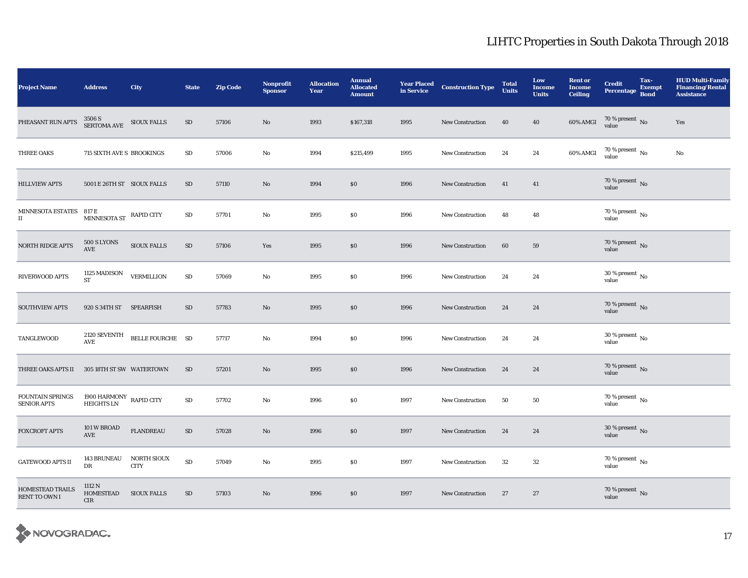# LIHTC Properties in South Dakota Through 2018

| Project Name | Address | City | State | Zip Code | Nonprofit Sponsor | Allocation Year | Annual Allocated Amount | Year Placed in Service | Construction Type | Total Units | Low Income Units | Rent or Income Ceiling | Credit Percentage | Tax-Exempt Bond | HUD Multi-Family Financing/Rental Assistance |
|---|---|---|---|---|---|---|---|---|---|---|---|---|---|---|---|
| PHEASANT RUN APTS | 3506 S SERTOMA AVE | SIOUX FALLS | SD | 57106 | No | 1993 | $167,318 | 1995 | New Construction | 40 | 40 | 60% AMGI | 70 % present value | No | Yes |
| THREE OAKS | 715 SIXTH AVE S | BROOKINGS | SD | 57006 | No | 1994 | $215,499 | 1995 | New Construction | 24 | 24 | 60% AMGI | 70 % present value | No | No |
| HILLVIEW APTS | 5001 E 26TH ST | SIOUX FALLS | SD | 57110 | No | 1994 | $0 | 1996 | New Construction | 41 | 41 | | 70 % present value | No | |
| MINNESOTA ESTATES II | 817 E MINNESOTA ST | RAPID CITY | SD | 57701 | No | 1995 | $0 | 1996 | New Construction | 48 | 48 | | 70 % present value | No | |
| NORTH RIDGE APTS | 500 S LYONS AVE | SIOUX FALLS | SD | 57106 | Yes | 1995 | $0 | 1996 | New Construction | 60 | 59 | | 70 % present value | No | |
| RIVERWOOD APTS | 1125 MADISON ST | VERMILLION | SD | 57069 | No | 1995 | $0 | 1996 | New Construction | 24 | 24 | | 30 % present value | No | |
| SOUTHVIEW APTS | 920 S 34TH ST | SPEARFISH | SD | 57783 | No | 1995 | $0 | 1996 | New Construction | 24 | 24 | | 70 % present value | No | |
| TANGLEWOOD | 2120 SEVENTH AVE | BELLE FOURCHE | SD | 57717 | No | 1994 | $0 | 1996 | New Construction | 24 | 24 | | 30 % present value | No | |
| THREE OAKS APTS II | 305 18TH ST SW | WATERTOWN | SD | 57201 | No | 1995 | $0 | 1996 | New Construction | 24 | 24 | | 70 % present value | No | |
| FOUNTAIN SPRINGS SENIOR APTS | 1900 HARMONY HEIGHTS LN | RAPID CITY | SD | 57702 | No | 1996 | $0 | 1997 | New Construction | 50 | 50 | | 70 % present value | No | |
| FOXCROFT APTS | 101 W BROAD AVE | FLANDREAU | SD | 57028 | No | 1996 | $0 | 1997 | New Construction | 24 | 24 | | 30 % present value | No | |
| GATEWOOD APTS II | 143 BRUNEAU DR | NORTH SIOUX CITY | SD | 57049 | No | 1995 | $0 | 1997 | New Construction | 32 | 32 | | 70 % present value | No | |
| HOMESTEAD TRAILS RENT TO OWN I | 1112 N HOMESTEAD CIR | SIOUX FALLS | SD | 57103 | No | 1996 | $0 | 1997 | New Construction | 27 | 27 | | 70 % present value | No | |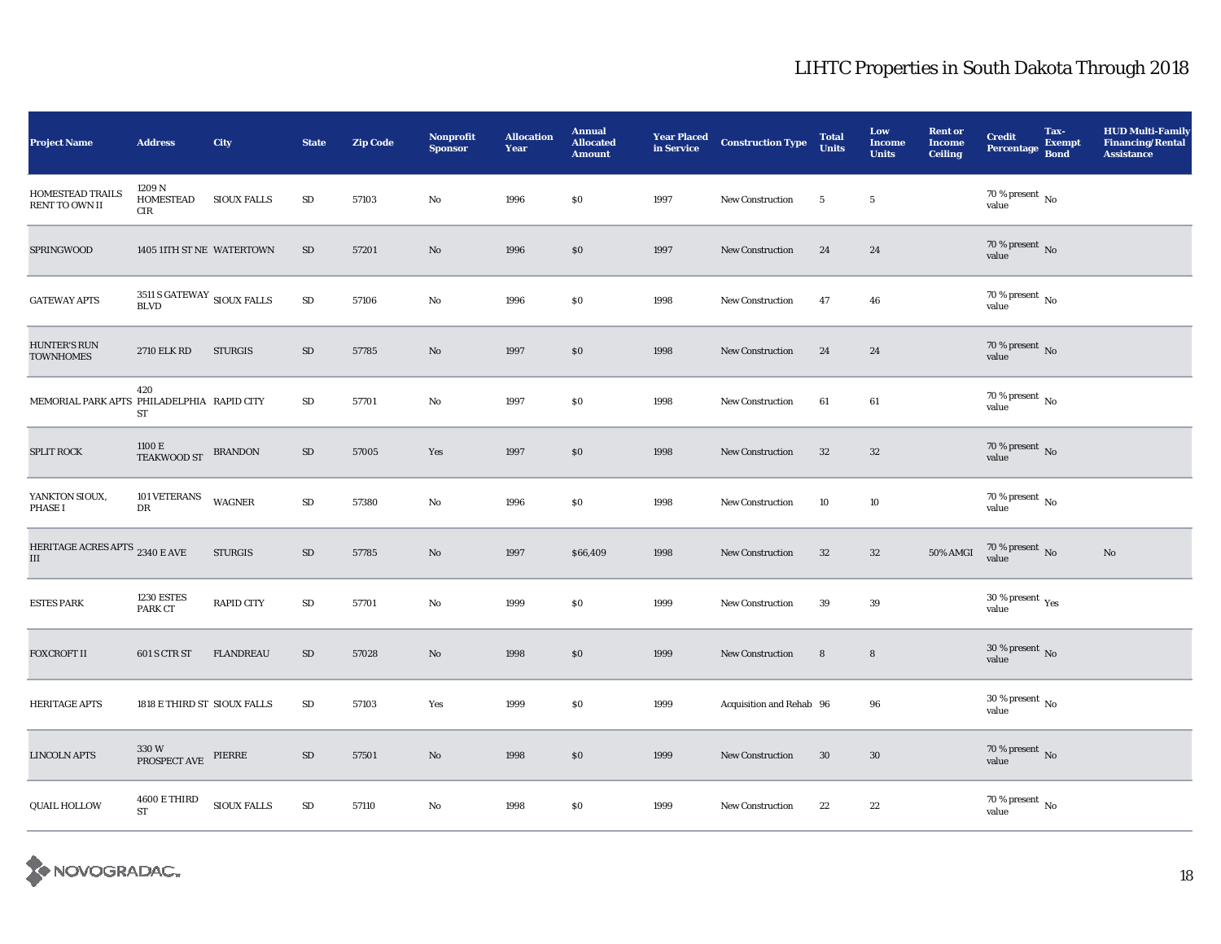# LIHTC Properties in South Dakota Through 2018

| Project Name | Address | City | State | Zip Code | Nonprofit Sponsor | Allocation Year | Annual Allocated Amount | Year Placed in Service | Construction Type | Total Units | Low Income Units | Rent or Income Ceiling | Credit Percentage | Tax-Exempt Bond | HUD Multi-Family Financing/Rental Assistance |
|---|---|---|---|---|---|---|---|---|---|---|---|---|---|---|---|
| HOMESTEAD TRAILS RENT TO OWN II | 1209 N HOMESTEAD CIR | SIOUX FALLS | SD | 57103 | No | 1996 | $0 | 1997 | New Construction | 5 | 5 | | 70 % present value | No | |
| SPRINGWOOD | 1405 11TH ST NE | WATERTOWN | SD | 57201 | No | 1996 | $0 | 1997 | New Construction | 24 | 24 | | 70 % present value | No | |
| GATEWAY APTS | 3511 S GATEWAY BLVD | SIOUX FALLS | SD | 57106 | No | 1996 | $0 | 1998 | New Construction | 47 | 46 | | 70 % present value | No | |
| HUNTER'S RUN TOWNHOMES | 2710 ELK RD | STURGIS | SD | 57785 | No | 1997 | $0 | 1998 | New Construction | 24 | 24 | | 70 % present value | No | |
| MEMORIAL PARK APTS | 420 PHILADELPHIA ST | RAPID CITY | SD | 57701 | No | 1997 | $0 | 1998 | New Construction | 61 | 61 | | 70 % present value | No | |
| SPLIT ROCK | 1100 E TEAKWOOD ST | BRANDON | SD | 57005 | Yes | 1997 | $0 | 1998 | New Construction | 32 | 32 | | 70 % present value | No | |
| YANKTON SIOUX, PHASE I | 101 VETERANS DR | WAGNER | SD | 57380 | No | 1996 | $0 | 1998 | New Construction | 10 | 10 | | 70 % present value | No | |
| HERITAGE ACRES APTS III | 2340 E AVE | STURGIS | SD | 57785 | No | 1997 | $66,409 | 1998 | New Construction | 32 | 32 | 50% AMGI | 70 % present value | No | No |
| ESTES PARK | 1230 ESTES PARK CT | RAPID CITY | SD | 57701 | No | 1999 | $0 | 1999 | New Construction | 39 | 39 | | 30 % present value | Yes | |
| FOXCROFT II | 601 S CTR ST | FLANDREAU | SD | 57028 | No | 1998 | $0 | 1999 | New Construction | 8 | 8 | | 30 % present value | No | |
| HERITAGE APTS | 1818 E THIRD ST | SIOUX FALLS | SD | 57103 | Yes | 1999 | $0 | 1999 | Acquisition and Rehab | 96 | 96 | | 30 % present value | No | |
| LINCOLN APTS | 330 W PROSPECT AVE | PIERRE | SD | 57501 | No | 1998 | $0 | 1999 | New Construction | 30 | 30 | | 70 % present value | No | |
| QUAIL HOLLOW | 4600 E THIRD ST | SIOUX FALLS | SD | 57110 | No | 1998 | $0 | 1999 | New Construction | 22 | 22 | | 70 % present value | No | |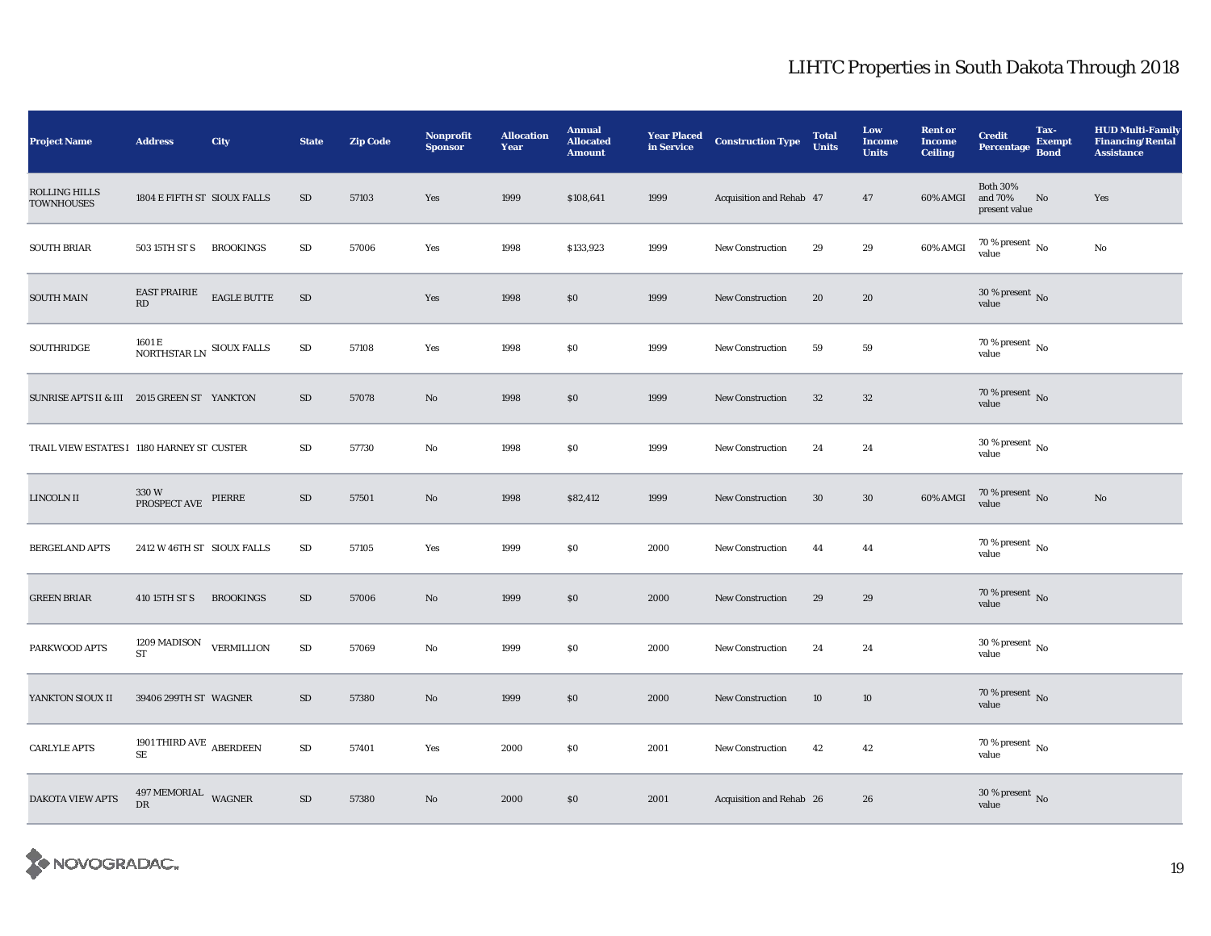# LIHTC Properties in South Dakota Through 2018

| Project Name | Address | City | State | Zip Code | Nonprofit Sponsor | Allocation Year | Annual Allocated Amount | Year Placed in Service | Construction Type | Total Units | Low Income Units | Rent or Income Ceiling | Credit Percentage | Tax-Exempt Bond | HUD Multi-Family Financing/Rental Assistance |
|---|---|---|---|---|---|---|---|---|---|---|---|---|---|---|---|
| ROLLING HILLS TOWNHOUSES | 1804 E FIFTH ST | SIOUX FALLS | SD | 57103 | Yes | 1999 | $108,641 | 1999 | Acquisition and Rehab | 47 | 47 | 60% AMGI | Both 30% and 70% present value | No | Yes |
| SOUTH BRIAR | 503 15TH ST S | BROOKINGS | SD | 57006 | Yes | 1998 | $133,923 | 1999 | New Construction | 29 | 29 | 60% AMGI | 70 % present value | No | No |
| SOUTH MAIN | EAST PRAIRIE RD | EAGLE BUTTE | SD | | Yes | 1998 | $0 | 1999 | New Construction | 20 | 20 | | 30 % present value | No | |
| SOUTHRIDGE | 1601 E NORTHSTAR LN | SIOUX FALLS | SD | 57108 | Yes | 1998 | $0 | 1999 | New Construction | 59 | 59 | | 70 % present value | No | |
| SUNRISE APTS II & III | 2015 GREEN ST | YANKTON | SD | 57078 | No | 1998 | $0 | 1999 | New Construction | 32 | 32 | | 70 % present value | No | |
| TRAIL VIEW ESTATES I | 1180 HARNEY ST | CUSTER | SD | 57730 | No | 1998 | $0 | 1999 | New Construction | 24 | 24 | | 30 % present value | No | |
| LINCOLN II | 330 W PROSPECT AVE | PIERRE | SD | 57501 | No | 1998 | $82,412 | 1999 | New Construction | 30 | 30 | 60% AMGI | 70 % present value | No | No |
| BERGELAND APTS | 2412 W 46TH ST | SIOUX FALLS | SD | 57105 | Yes | 1999 | $0 | 2000 | New Construction | 44 | 44 | | 70 % present value | No | |
| GREEN BRIAR | 410 15TH ST S | BROOKINGS | SD | 57006 | No | 1999 | $0 | 2000 | New Construction | 29 | 29 | | 70 % present value | No | |
| PARKWOOD APTS | 1209 MADISON ST | VERMILLION | SD | 57069 | No | 1999 | $0 | 2000 | New Construction | 24 | 24 | | 30 % present value | No | |
| YANKTON SIOUX II | 39406 299TH ST | WAGNER | SD | 57380 | No | 1999 | $0 | 2000 | New Construction | 10 | 10 | | 70 % present value | No | |
| CARLYLE APTS | 1901 THIRD AVE SE | ABERDEEN | SD | 57401 | Yes | 2000 | $0 | 2001 | New Construction | 42 | 42 | | 70 % present value | No | |
| DAKOTA VIEW APTS | 497 MEMORIAL DR | WAGNER | SD | 57380 | No | 2000 | $0 | 2001 | Acquisition and Rehab | 26 | 26 | | 30 % present value | No | |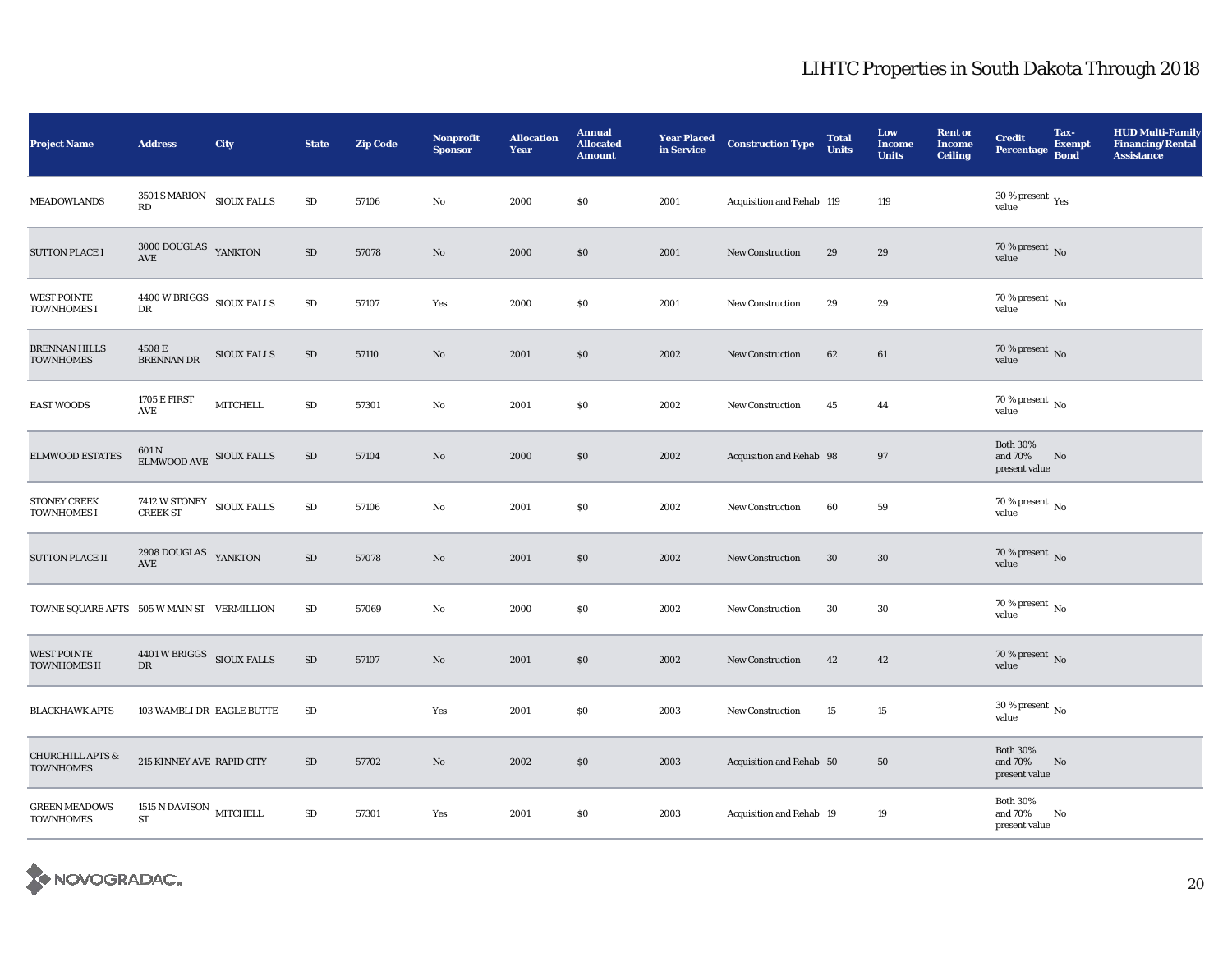# LIHTC Properties in South Dakota Through 2018

| Project Name | Address | City | State | Zip Code | Nonprofit Sponsor | Allocation Year | Annual Allocated Amount | Year Placed in Service | Construction Type | Total Units | Low Income Units | Rent or Income Ceiling | Credit Percentage | Tax-Exempt Bond | HUD Multi-Family Financing/Rental Assistance |
|---|---|---|---|---|---|---|---|---|---|---|---|---|---|---|---|
| MEADOWLANDS | 3501 S MARION RD | SIOUX FALLS | SD | 57106 | No | 2000 | $0 | 2001 | Acquisition and Rehab | 119 | 119 | | 30 % present value | Yes | |
| SUTTON PLACE I | 3000 DOUGLAS AVE | YANKTON | SD | 57078 | No | 2000 | $0 | 2001 | New Construction | 29 | 29 | | 70 % present value | No | |
| WEST POINTE TOWNHOMES I | 4400 W BRIGGS DR | SIOUX FALLS | SD | 57107 | Yes | 2000 | $0 | 2001 | New Construction | 29 | 29 | | 70 % present value | No | |
| BRENNAN HILLS TOWNHOMES | 4508 E BRENNAN DR | SIOUX FALLS | SD | 57110 | No | 2001 | $0 | 2002 | New Construction | 62 | 61 | | 70 % present value | No | |
| EAST WOODS | 1705 E FIRST AVE | MITCHELL | SD | 57301 | No | 2001 | $0 | 2002 | New Construction | 45 | 44 | | 70 % present value | No | |
| ELMWOOD ESTATES | 601 N ELMWOOD AVE | SIOUX FALLS | SD | 57104 | No | 2000 | $0 | 2002 | Acquisition and Rehab | 98 | 97 | | Both 30% and 70% present value | No | |
| STONEY CREEK TOWNHOMES I | 7412 W STONEY CREEK ST | SIOUX FALLS | SD | 57106 | No | 2001 | $0 | 2002 | New Construction | 60 | 59 | | 70 % present value | No | |
| SUTTON PLACE II | 2908 DOUGLAS AVE | YANKTON | SD | 57078 | No | 2001 | $0 | 2002 | New Construction | 30 | 30 | | 70 % present value | No | |
| TOWNE SQUARE APTS | 505 W MAIN ST | VERMILLION | SD | 57069 | No | 2000 | $0 | 2002 | New Construction | 30 | 30 | | 70 % present value | No | |
| WEST POINTE TOWNHOMES II | 4401 W BRIGGS DR | SIOUX FALLS | SD | 57107 | No | 2001 | $0 | 2002 | New Construction | 42 | 42 | | 70 % present value | No | |
| BLACKHAWK APTS | 103 WAMBLI DR | EAGLE BUTTE | SD | | Yes | 2001 | $0 | 2003 | New Construction | 15 | 15 | | 30 % present value | No | |
| CHURCHILL APTS & TOWNHOMES | 215 KINNEY AVE | RAPID CITY | SD | 57702 | No | 2002 | $0 | 2003 | Acquisition and Rehab | 50 | 50 | | Both 30% and 70% present value | No | |
| GREEN MEADOWS TOWNHOMES | 1515 N DAVISON ST | MITCHELL | SD | 57301 | Yes | 2001 | $0 | 2003 | Acquisition and Rehab | 19 | 19 | | Both 30% and 70% present value | No | |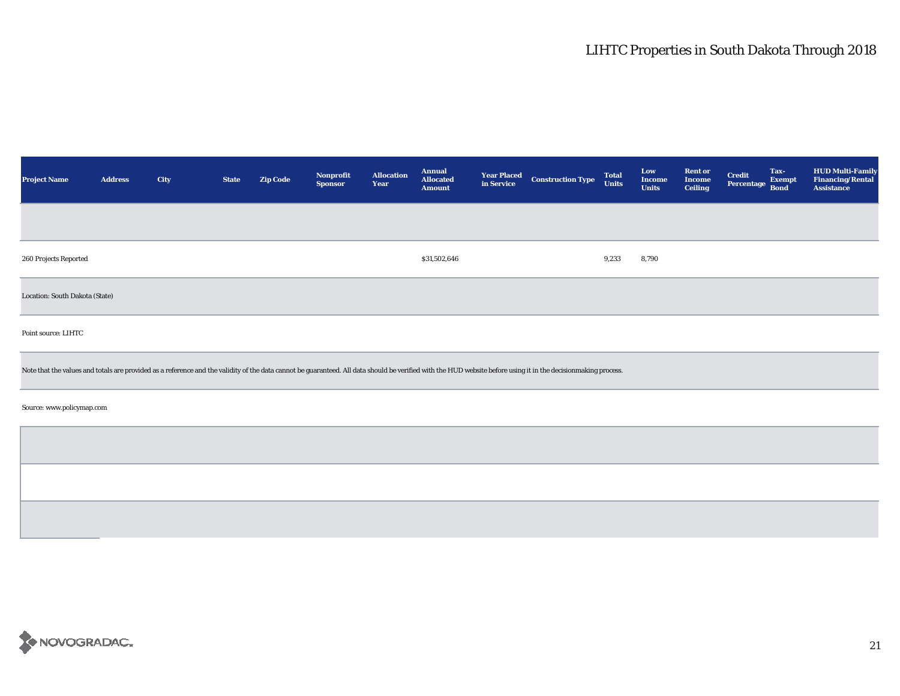# LIHTC Properties in South Dakota Through 2018

| Project Name | Address | City | State | Zip Code | Nonprofit Sponsor | Allocation Year | Annual Allocated Amount | Year Placed in Service | Construction Type | Total Units | Low Income Units | Rent or Income Ceiling | Credit Percentage | Tax-Exempt Bond | HUD Multi-Family Financing/Rental Assistance |
|---|---|---|---|---|---|---|---|---|---|---|---|---|---|---|---|
| | | | | | | | | | | | | | | | |
| 260 Projects Reported | | | | | | | $31,502,646 | | | 9,233 | 8,790 | | | | |
| Location: South Dakota (State) | | | | | | | | | | | | | | | |
| Point source: LIHTC | | | | | | | | | | | | | | | |
| Note that the values and totals are provided as a reference and the validity of the data cannot be guaranteed. All data should be verified with the HUD website before using it in the decisionmaking process. | | | | | | | | | | | | | | | |
| Source: www.policymap.com | | | | | | | | | | | | | | | |